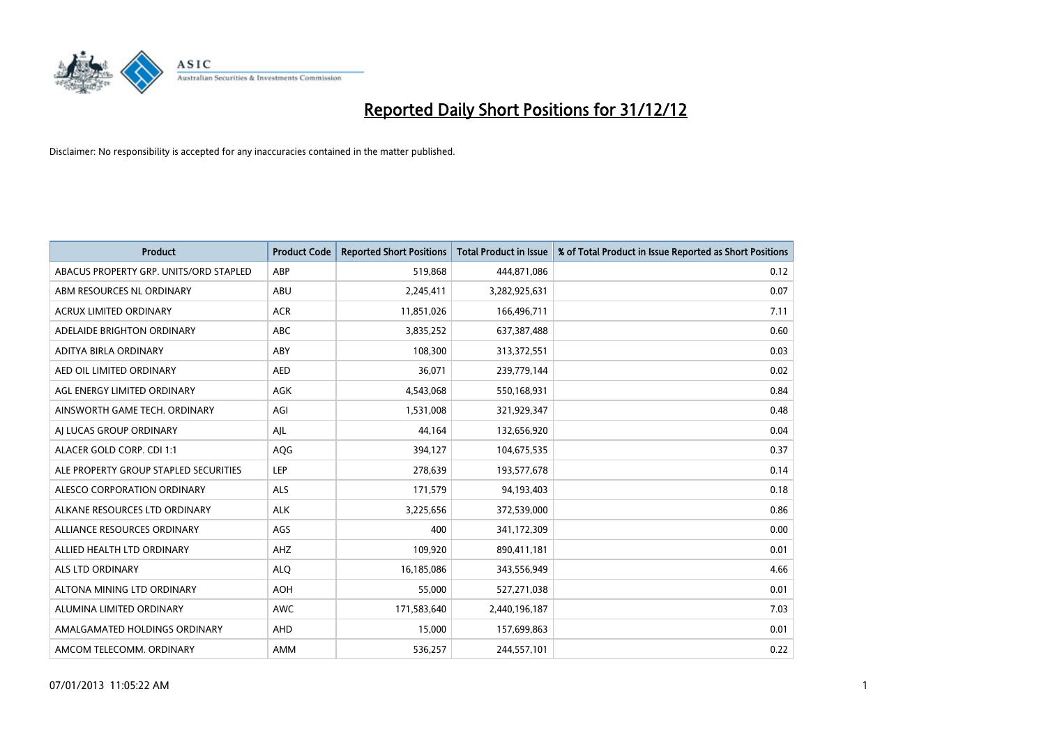# Reported Daily Short Positions for 31/12/12

Disclaimer: No responsibility is accepted for any inaccuracies contained in the matter published.

| Product | Product Code | Reported Short Positions | Total Product in Issue | % of Total Product in Issue Reported as Short Positions |
|---|---|---|---|---|
| ABACUS PROPERTY GRP. UNITS/ORD STAPLED | ABP | 519,868 | 444,871,086 | 0.12 |
| ABM RESOURCES NL ORDINARY | ABU | 2,245,411 | 3,282,925,631 | 0.07 |
| ACRUX LIMITED ORDINARY | ACR | 11,851,026 | 166,496,711 | 7.11 |
| ADELAIDE BRIGHTON ORDINARY | ABC | 3,835,252 | 637,387,488 | 0.60 |
| ADITYA BIRLA ORDINARY | ABY | 108,300 | 313,372,551 | 0.03 |
| AED OIL LIMITED ORDINARY | AED | 36,071 | 239,779,144 | 0.02 |
| AGL ENERGY LIMITED ORDINARY | AGK | 4,543,068 | 550,168,931 | 0.84 |
| AINSWORTH GAME TECH. ORDINARY | AGI | 1,531,008 | 321,929,347 | 0.48 |
| AJ LUCAS GROUP ORDINARY | AJL | 44,164 | 132,656,920 | 0.04 |
| ALACER GOLD CORP. CDI 1:1 | AQG | 394,127 | 104,675,535 | 0.37 |
| ALE PROPERTY GROUP STAPLED SECURITIES | LEP | 278,639 | 193,577,678 | 0.14 |
| ALESCO CORPORATION ORDINARY | ALS | 171,579 | 94,193,403 | 0.18 |
| ALKANE RESOURCES LTD ORDINARY | ALK | 3,225,656 | 372,539,000 | 0.86 |
| ALLIANCE RESOURCES ORDINARY | AGS | 400 | 341,172,309 | 0.00 |
| ALLIED HEALTH LTD ORDINARY | AHZ | 109,920 | 890,411,181 | 0.01 |
| ALS LTD ORDINARY | ALQ | 16,185,086 | 343,556,949 | 4.66 |
| ALTONA MINING LTD ORDINARY | AOH | 55,000 | 527,271,038 | 0.01 |
| ALUMINA LIMITED ORDINARY | AWC | 171,583,640 | 2,440,196,187 | 7.03 |
| AMALGAMATED HOLDINGS ORDINARY | AHD | 15,000 | 157,699,863 | 0.01 |
| AMCOM TELECOMM. ORDINARY | AMM | 536,257 | 244,557,101 | 0.22 |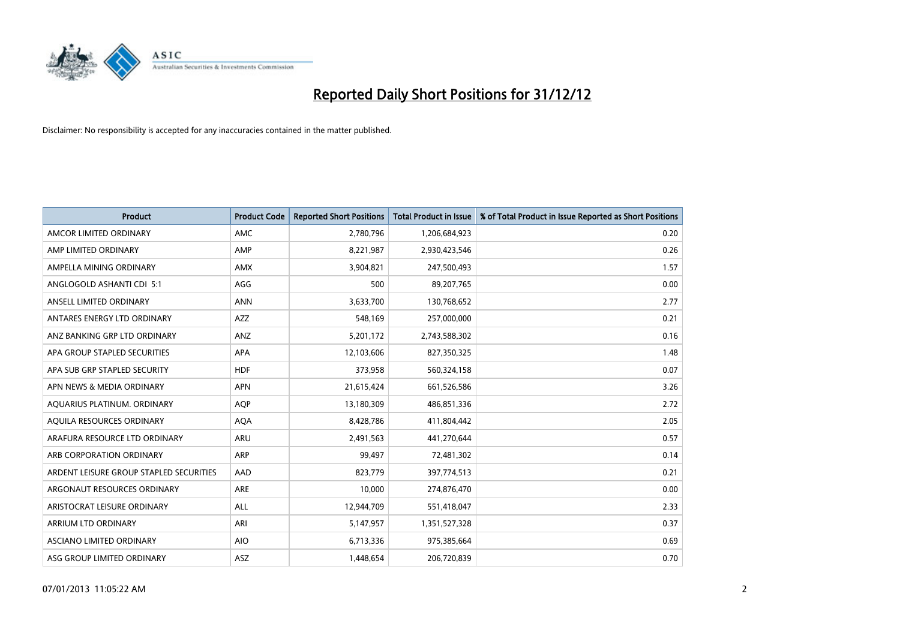# Reported Daily Short Positions for 31/12/12

Disclaimer: No responsibility is accepted for any inaccuracies contained in the matter published.

| Product | Product Code | Reported Short Positions | Total Product in Issue | % of Total Product in Issue Reported as Short Positions |
|---|---|---|---|---|
| AMCOR LIMITED ORDINARY | AMC | 2,780,796 | 1,206,684,923 | 0.20 |
| AMP LIMITED ORDINARY | AMP | 8,221,987 | 2,930,423,546 | 0.26 |
| AMPELLA MINING ORDINARY | AMX | 3,904,821 | 247,500,493 | 1.57 |
| ANGLOGOLD ASHANTI CDI 5:1 | AGG | 500 | 89,207,765 | 0.00 |
| ANSELL LIMITED ORDINARY | ANN | 3,633,700 | 130,768,652 | 2.77 |
| ANTARES ENERGY LTD ORDINARY | AZZ | 548,169 | 257,000,000 | 0.21 |
| ANZ BANKING GRP LTD ORDINARY | ANZ | 5,201,172 | 2,743,588,302 | 0.16 |
| APA GROUP STAPLED SECURITIES | APA | 12,103,606 | 827,350,325 | 1.48 |
| APA SUB GRP STAPLED SECURITY | HDF | 373,958 | 560,324,158 | 0.07 |
| APN NEWS & MEDIA ORDINARY | APN | 21,615,424 | 661,526,586 | 3.26 |
| AQUARIUS PLATINUM. ORDINARY | AQP | 13,180,309 | 486,851,336 | 2.72 |
| AQUILA RESOURCES ORDINARY | AQA | 8,428,786 | 411,804,442 | 2.05 |
| ARAFURA RESOURCE LTD ORDINARY | ARU | 2,491,563 | 441,270,644 | 0.57 |
| ARB CORPORATION ORDINARY | ARP | 99,497 | 72,481,302 | 0.14 |
| ARDENT LEISURE GROUP STAPLED SECURITIES | AAD | 823,779 | 397,774,513 | 0.21 |
| ARGONAUT RESOURCES ORDINARY | ARE | 10,000 | 274,876,470 | 0.00 |
| ARISTOCRAT LEISURE ORDINARY | ALL | 12,944,709 | 551,418,047 | 2.33 |
| ARRIUM LTD ORDINARY | ARI | 5,147,957 | 1,351,527,328 | 0.37 |
| ASCIANO LIMITED ORDINARY | AIO | 6,713,336 | 975,385,664 | 0.69 |
| ASG GROUP LIMITED ORDINARY | ASZ | 1,448,654 | 206,720,839 | 0.70 |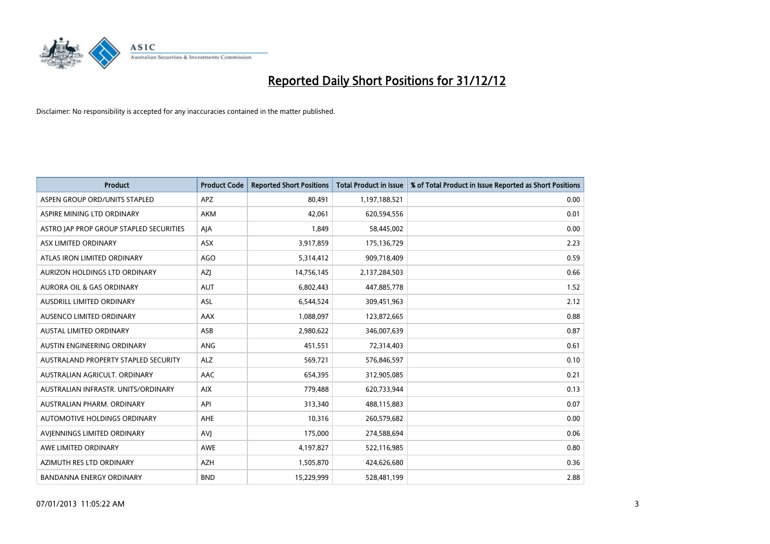# Reported Daily Short Positions for 31/12/12

Disclaimer: No responsibility is accepted for any inaccuracies contained in the matter published.

| Product | Product Code | Reported Short Positions | Total Product in Issue | % of Total Product in Issue Reported as Short Positions |
|---|---|---|---|---|
| ASPEN GROUP ORD/UNITS STAPLED | APZ | 80,491 | 1,197,188,521 | 0.00 |
| ASPIRE MINING LTD ORDINARY | AKM | 42,061 | 620,594,556 | 0.01 |
| ASTRO JAP PROP GROUP STAPLED SECURITIES | AJA | 1,849 | 58,445,002 | 0.00 |
| ASX LIMITED ORDINARY | ASX | 3,917,859 | 175,136,729 | 2.23 |
| ATLAS IRON LIMITED ORDINARY | AGO | 5,314,412 | 909,718,409 | 0.59 |
| AURIZON HOLDINGS LTD ORDINARY | AZJ | 14,756,145 | 2,137,284,503 | 0.66 |
| AURORA OIL & GAS ORDINARY | AUT | 6,802,443 | 447,885,778 | 1.52 |
| AUSDRILL LIMITED ORDINARY | ASL | 6,544,524 | 309,451,963 | 2.12 |
| AUSENCO LIMITED ORDINARY | AAX | 1,088,097 | 123,872,665 | 0.88 |
| AUSTAL LIMITED ORDINARY | ASB | 2,980,622 | 346,007,639 | 0.87 |
| AUSTIN ENGINEERING ORDINARY | ANG | 451,551 | 72,314,403 | 0.61 |
| AUSTRALAND PROPERTY STAPLED SECURITY | ALZ | 569,721 | 576,846,597 | 0.10 |
| AUSTRALIAN AGRICULT. ORDINARY | AAC | 654,395 | 312,905,085 | 0.21 |
| AUSTRALIAN INFRASTR. UNITS/ORDINARY | AIX | 779,488 | 620,733,944 | 0.13 |
| AUSTRALIAN PHARM. ORDINARY | API | 313,340 | 488,115,883 | 0.07 |
| AUTOMOTIVE HOLDINGS ORDINARY | AHE | 10,316 | 260,579,682 | 0.00 |
| AVJENNINGS LIMITED ORDINARY | AVJ | 175,000 | 274,588,694 | 0.06 |
| AWE LIMITED ORDINARY | AWE | 4,197,827 | 522,116,985 | 0.80 |
| AZIMUTH RES LTD ORDINARY | AZH | 1,505,870 | 424,626,680 | 0.36 |
| BANDANNA ENERGY ORDINARY | BND | 15,229,999 | 528,481,199 | 2.88 |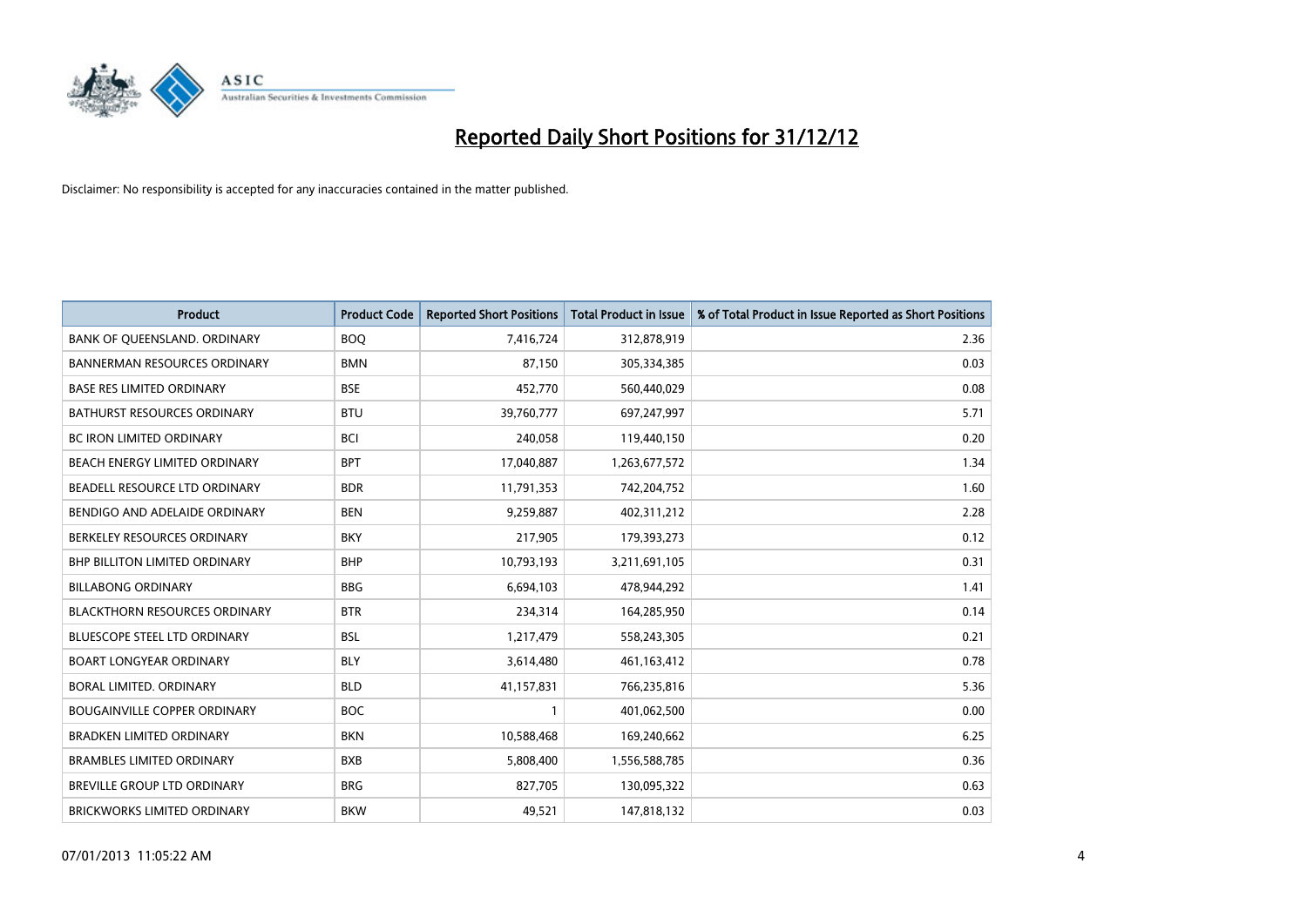# Reported Daily Short Positions for 31/12/12

Disclaimer: No responsibility is accepted for any inaccuracies contained in the matter published.

| Product | Product Code | Reported Short Positions | Total Product in Issue | % of Total Product in Issue Reported as Short Positions |
|---|---|---|---|---|
| BANK OF QUEENSLAND. ORDINARY | BOQ | 7,416,724 | 312,878,919 | 2.36 |
| BANNERMAN RESOURCES ORDINARY | BMN | 87,150 | 305,334,385 | 0.03 |
| BASE RES LIMITED ORDINARY | BSE | 452,770 | 560,440,029 | 0.08 |
| BATHURST RESOURCES ORDINARY | BTU | 39,760,777 | 697,247,997 | 5.71 |
| BC IRON LIMITED ORDINARY | BCI | 240,058 | 119,440,150 | 0.20 |
| BEACH ENERGY LIMITED ORDINARY | BPT | 17,040,887 | 1,263,677,572 | 1.34 |
| BEADELL RESOURCE LTD ORDINARY | BDR | 11,791,353 | 742,204,752 | 1.60 |
| BENDIGO AND ADELAIDE ORDINARY | BEN | 9,259,887 | 402,311,212 | 2.28 |
| BERKELEY RESOURCES ORDINARY | BKY | 217,905 | 179,393,273 | 0.12 |
| BHP BILLITON LIMITED ORDINARY | BHP | 10,793,193 | 3,211,691,105 | 0.31 |
| BILLABONG ORDINARY | BBG | 6,694,103 | 478,944,292 | 1.41 |
| BLACKTHORN RESOURCES ORDINARY | BTR | 234,314 | 164,285,950 | 0.14 |
| BLUESCOPE STEEL LTD ORDINARY | BSL | 1,217,479 | 558,243,305 | 0.21 |
| BOART LONGYEAR ORDINARY | BLY | 3,614,480 | 461,163,412 | 0.78 |
| BORAL LIMITED. ORDINARY | BLD | 41,157,831 | 766,235,816 | 5.36 |
| BOUGAINVILLE COPPER ORDINARY | BOC | 1 | 401,062,500 | 0.00 |
| BRADKEN LIMITED ORDINARY | BKN | 10,588,468 | 169,240,662 | 6.25 |
| BRAMBLES LIMITED ORDINARY | BXB | 5,808,400 | 1,556,588,785 | 0.36 |
| BREVILLE GROUP LTD ORDINARY | BRG | 827,705 | 130,095,322 | 0.63 |
| BRICKWORKS LIMITED ORDINARY | BKW | 49,521 | 147,818,132 | 0.03 |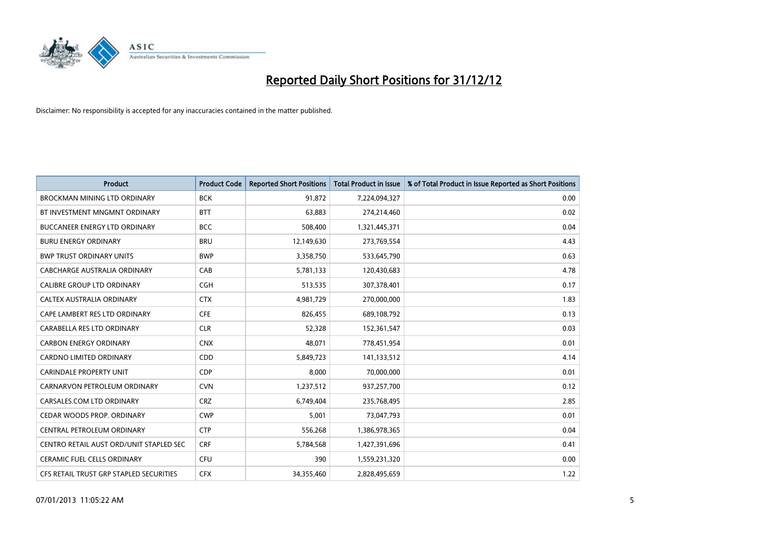# Reported Daily Short Positions for 31/12/12

Disclaimer: No responsibility is accepted for any inaccuracies contained in the matter published.

| Product | Product Code | Reported Short Positions | Total Product in Issue | % of Total Product in Issue Reported as Short Positions |
|---|---|---|---|---|
| BROCKMAN MINING LTD ORDINARY | BCK | 91,872 | 7,224,094,327 | 0.00 |
| BT INVESTMENT MNGMNT ORDINARY | BTT | 63,883 | 274,214,460 | 0.02 |
| BUCCANEER ENERGY LTD ORDINARY | BCC | 508,400 | 1,321,445,371 | 0.04 |
| BURU ENERGY ORDINARY | BRU | 12,149,630 | 273,769,554 | 4.43 |
| BWP TRUST ORDINARY UNITS | BWP | 3,358,750 | 533,645,790 | 0.63 |
| CABCHARGE AUSTRALIA ORDINARY | CAB | 5,781,133 | 120,430,683 | 4.78 |
| CALIBRE GROUP LTD ORDINARY | CGH | 513,535 | 307,378,401 | 0.17 |
| CALTEX AUSTRALIA ORDINARY | CTX | 4,981,729 | 270,000,000 | 1.83 |
| CAPE LAMBERT RES LTD ORDINARY | CFE | 826,455 | 689,108,792 | 0.13 |
| CARABELLA RES LTD ORDINARY | CLR | 52,328 | 152,361,547 | 0.03 |
| CARBON ENERGY ORDINARY | CNX | 48,071 | 778,451,954 | 0.01 |
| CARDNO LIMITED ORDINARY | CDD | 5,849,723 | 141,133,512 | 4.14 |
| CARINDALE PROPERTY UNIT | CDP | 8,000 | 70,000,000 | 0.01 |
| CARNARVON PETROLEUM ORDINARY | CVN | 1,237,512 | 937,257,700 | 0.12 |
| CARSALES.COM LTD ORDINARY | CRZ | 6,749,404 | 235,768,495 | 2.85 |
| CEDAR WOODS PROP. ORDINARY | CWP | 5,001 | 73,047,793 | 0.01 |
| CENTRAL PETROLEUM ORDINARY | CTP | 556,268 | 1,386,978,365 | 0.04 |
| CENTRO RETAIL AUST ORD/UNIT STAPLED SEC | CRF | 5,784,568 | 1,427,391,696 | 0.41 |
| CERAMIC FUEL CELLS ORDINARY | CFU | 390 | 1,559,231,320 | 0.00 |
| CFS RETAIL TRUST GRP STAPLED SECURITIES | CFX | 34,355,460 | 2,828,495,659 | 1.22 |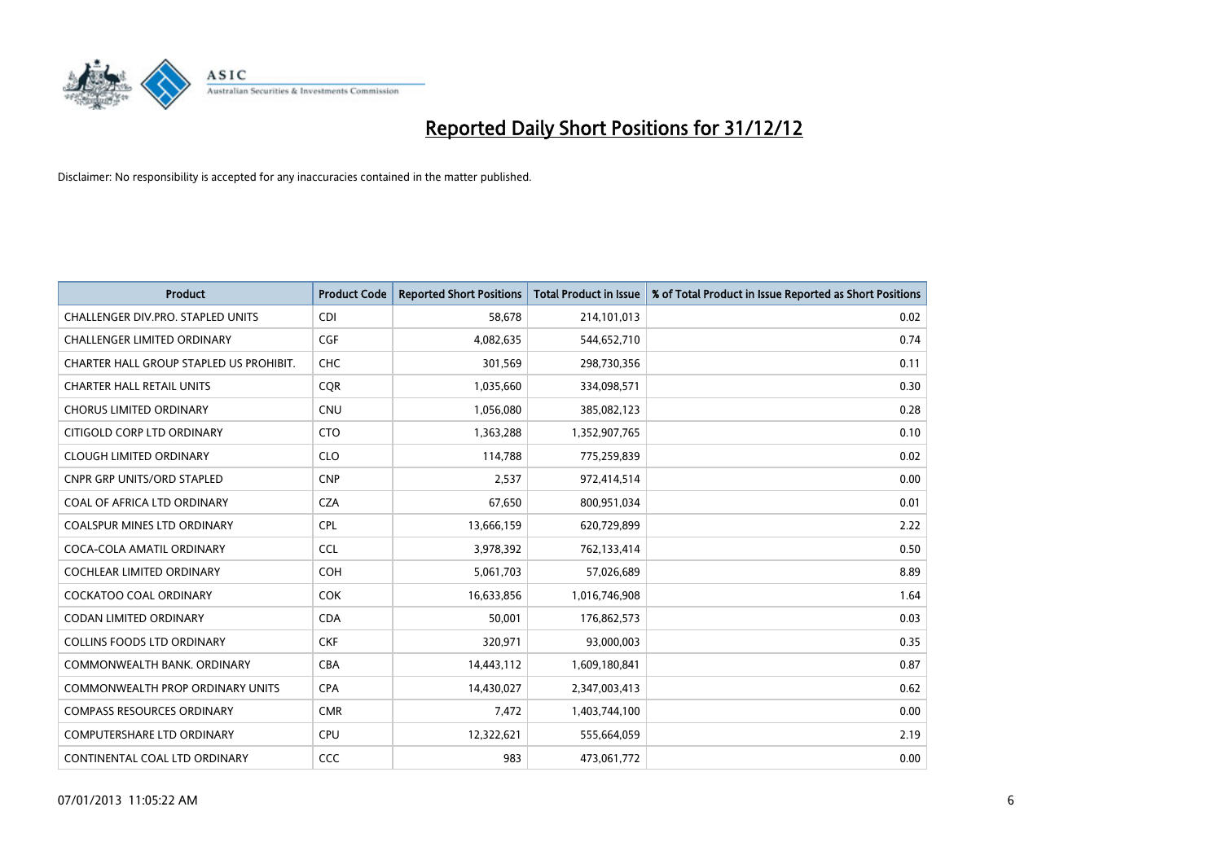# Reported Daily Short Positions for 31/12/12

Disclaimer: No responsibility is accepted for any inaccuracies contained in the matter published.

| Product | Product Code | Reported Short Positions | Total Product in Issue | % of Total Product in Issue Reported as Short Positions |
|---|---|---|---|---|
| CHALLENGER DIV.PRO. STAPLED UNITS | CDI | 58,678 | 214,101,013 | 0.02 |
| CHALLENGER LIMITED ORDINARY | CGF | 4,082,635 | 544,652,710 | 0.74 |
| CHARTER HALL GROUP STAPLED US PROHIBIT. | CHC | 301,569 | 298,730,356 | 0.11 |
| CHARTER HALL RETAIL UNITS | CQR | 1,035,660 | 334,098,571 | 0.30 |
| CHORUS LIMITED ORDINARY | CNU | 1,056,080 | 385,082,123 | 0.28 |
| CITIGOLD CORP LTD ORDINARY | CTO | 1,363,288 | 1,352,907,765 | 0.10 |
| CLOUGH LIMITED ORDINARY | CLO | 114,788 | 775,259,839 | 0.02 |
| CNPR GRP UNITS/ORD STAPLED | CNP | 2,537 | 972,414,514 | 0.00 |
| COAL OF AFRICA LTD ORDINARY | CZA | 67,650 | 800,951,034 | 0.01 |
| COALSPUR MINES LTD ORDINARY | CPL | 13,666,159 | 620,729,899 | 2.22 |
| COCA-COLA AMATIL ORDINARY | CCL | 3,978,392 | 762,133,414 | 0.50 |
| COCHLEAR LIMITED ORDINARY | COH | 5,061,703 | 57,026,689 | 8.89 |
| COCKATOO COAL ORDINARY | COK | 16,633,856 | 1,016,746,908 | 1.64 |
| CODAN LIMITED ORDINARY | CDA | 50,001 | 176,862,573 | 0.03 |
| COLLINS FOODS LTD ORDINARY | CKF | 320,971 | 93,000,003 | 0.35 |
| COMMONWEALTH BANK. ORDINARY | CBA | 14,443,112 | 1,609,180,841 | 0.87 |
| COMMONWEALTH PROP ORDINARY UNITS | CPA | 14,430,027 | 2,347,003,413 | 0.62 |
| COMPASS RESOURCES ORDINARY | CMR | 7,472 | 1,403,744,100 | 0.00 |
| COMPUTERSHARE LTD ORDINARY | CPU | 12,322,621 | 555,664,059 | 2.19 |
| CONTINENTAL COAL LTD ORDINARY | CCC | 983 | 473,061,772 | 0.00 |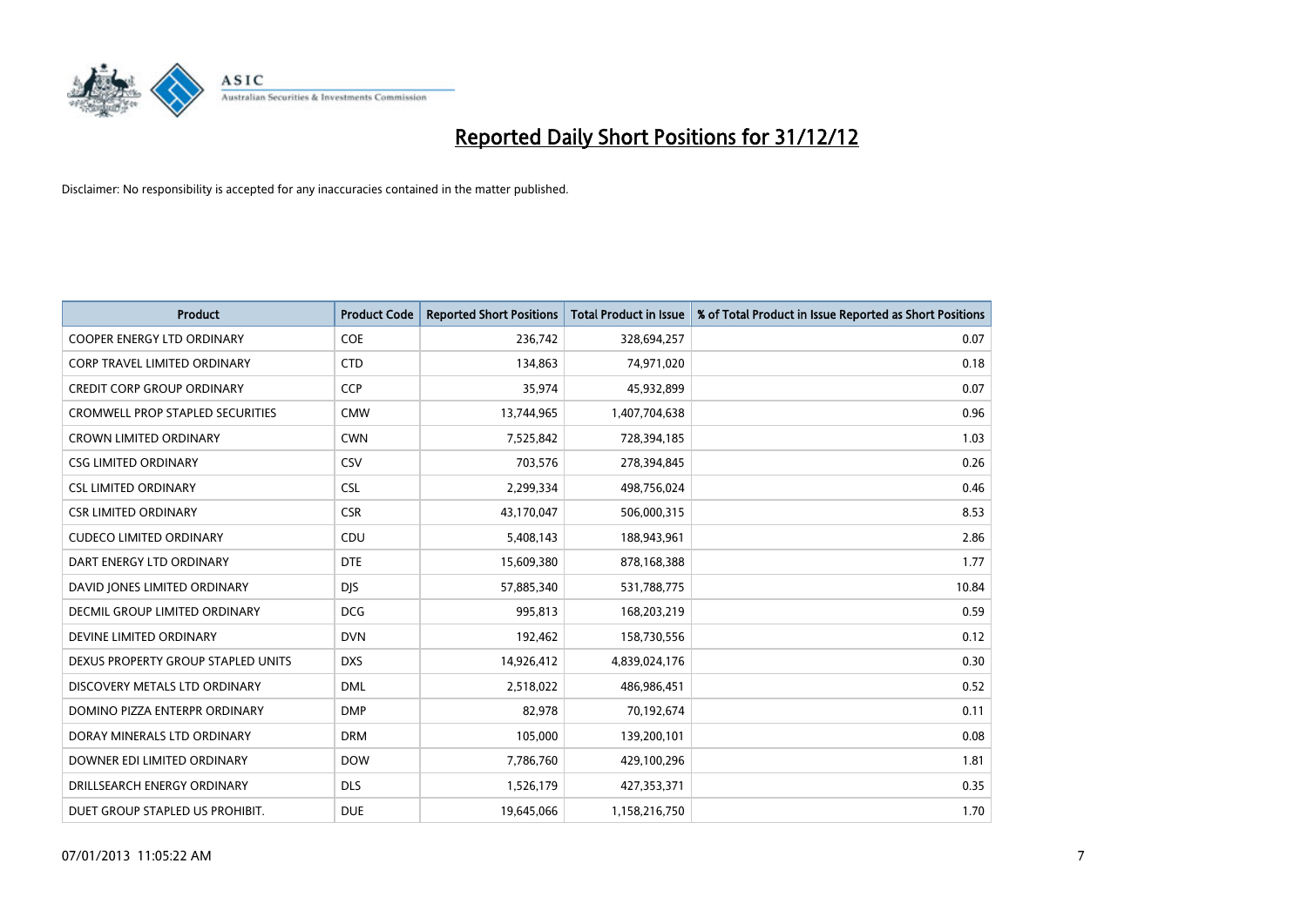# Reported Daily Short Positions for 31/12/12

Disclaimer: No responsibility is accepted for any inaccuracies contained in the matter published.

| Product | Product Code | Reported Short Positions | Total Product in Issue | % of Total Product in Issue Reported as Short Positions |
|---|---|---|---|---|
| COOPER ENERGY LTD ORDINARY | COE | 236,742 | 328,694,257 | 0.07 |
| CORP TRAVEL LIMITED ORDINARY | CTD | 134,863 | 74,971,020 | 0.18 |
| CREDIT CORP GROUP ORDINARY | CCP | 35,974 | 45,932,899 | 0.07 |
| CROMWELL PROP STAPLED SECURITIES | CMW | 13,744,965 | 1,407,704,638 | 0.96 |
| CROWN LIMITED ORDINARY | CWN | 7,525,842 | 728,394,185 | 1.03 |
| CSG LIMITED ORDINARY | CSV | 703,576 | 278,394,845 | 0.26 |
| CSL LIMITED ORDINARY | CSL | 2,299,334 | 498,756,024 | 0.46 |
| CSR LIMITED ORDINARY | CSR | 43,170,047 | 506,000,315 | 8.53 |
| CUDECO LIMITED ORDINARY | CDU | 5,408,143 | 188,943,961 | 2.86 |
| DART ENERGY LTD ORDINARY | DTE | 15,609,380 | 878,168,388 | 1.77 |
| DAVID JONES LIMITED ORDINARY | DJS | 57,885,340 | 531,788,775 | 10.84 |
| DECMIL GROUP LIMITED ORDINARY | DCG | 995,813 | 168,203,219 | 0.59 |
| DEVINE LIMITED ORDINARY | DVN | 192,462 | 158,730,556 | 0.12 |
| DEXUS PROPERTY GROUP STAPLED UNITS | DXS | 14,926,412 | 4,839,024,176 | 0.30 |
| DISCOVERY METALS LTD ORDINARY | DML | 2,518,022 | 486,986,451 | 0.52 |
| DOMINO PIZZA ENTERPR ORDINARY | DMP | 82,978 | 70,192,674 | 0.11 |
| DORAY MINERALS LTD ORDINARY | DRM | 105,000 | 139,200,101 | 0.08 |
| DOWNER EDI LIMITED ORDINARY | DOW | 7,786,760 | 429,100,296 | 1.81 |
| DRILLSEARCH ENERGY ORDINARY | DLS | 1,526,179 | 427,353,371 | 0.35 |
| DUET GROUP STAPLED US PROHIBIT. | DUE | 19,645,066 | 1,158,216,750 | 1.70 |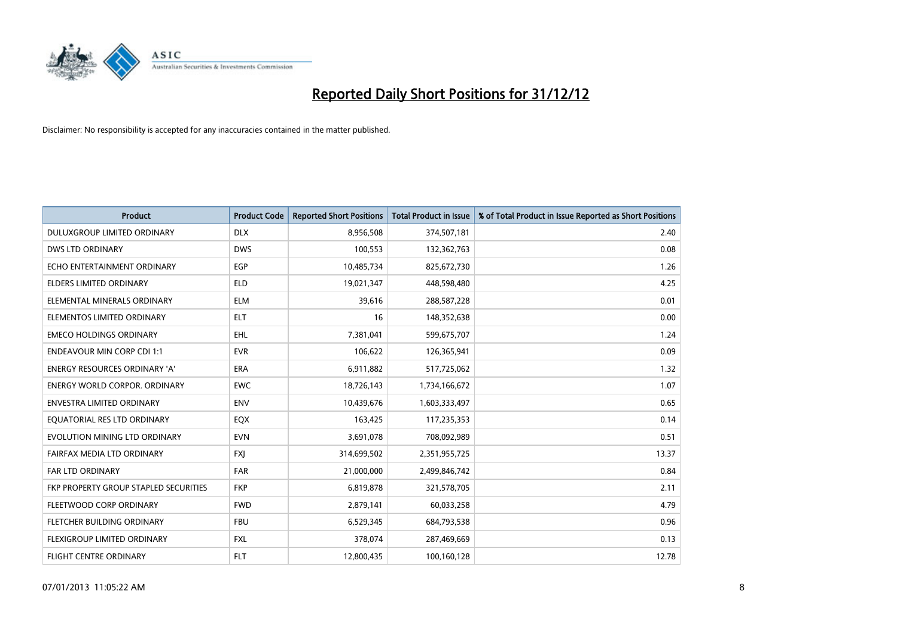# Reported Daily Short Positions for 31/12/12

Disclaimer: No responsibility is accepted for any inaccuracies contained in the matter published.

| Product | Product Code | Reported Short Positions | Total Product in Issue | % of Total Product in Issue Reported as Short Positions |
|---|---|---|---|---|
| DULUXGROUP LIMITED ORDINARY | DLX | 8,956,508 | 374,507,181 | 2.40 |
| DWS LTD ORDINARY | DWS | 100,553 | 132,362,763 | 0.08 |
| ECHO ENTERTAINMENT ORDINARY | EGP | 10,485,734 | 825,672,730 | 1.26 |
| ELDERS LIMITED ORDINARY | ELD | 19,021,347 | 448,598,480 | 4.25 |
| ELEMENTAL MINERALS ORDINARY | ELM | 39,616 | 288,587,228 | 0.01 |
| ELEMENTOS LIMITED ORDINARY | ELT | 16 | 148,352,638 | 0.00 |
| EMECO HOLDINGS ORDINARY | EHL | 7,381,041 | 599,675,707 | 1.24 |
| ENDEAVOUR MIN CORP CDI 1:1 | EVR | 106,622 | 126,365,941 | 0.09 |
| ENERGY RESOURCES ORDINARY 'A' | ERA | 6,911,882 | 517,725,062 | 1.32 |
| ENERGY WORLD CORPOR. ORDINARY | EWC | 18,726,143 | 1,734,166,672 | 1.07 |
| ENVESTRA LIMITED ORDINARY | ENV | 10,439,676 | 1,603,333,497 | 0.65 |
| EQUATORIAL RES LTD ORDINARY | EQX | 163,425 | 117,235,353 | 0.14 |
| EVOLUTION MINING LTD ORDINARY | EVN | 3,691,078 | 708,092,989 | 0.51 |
| FAIRFAX MEDIA LTD ORDINARY | FXJ | 314,699,502 | 2,351,955,725 | 13.37 |
| FAR LTD ORDINARY | FAR | 21,000,000 | 2,499,846,742 | 0.84 |
| FKP PROPERTY GROUP STAPLED SECURITIES | FKP | 6,819,878 | 321,578,705 | 2.11 |
| FLEETWOOD CORP ORDINARY | FWD | 2,879,141 | 60,033,258 | 4.79 |
| FLETCHER BUILDING ORDINARY | FBU | 6,529,345 | 684,793,538 | 0.96 |
| FLEXIGROUP LIMITED ORDINARY | FXL | 378,074 | 287,469,669 | 0.13 |
| FLIGHT CENTRE ORDINARY | FLT | 12,800,435 | 100,160,128 | 12.78 |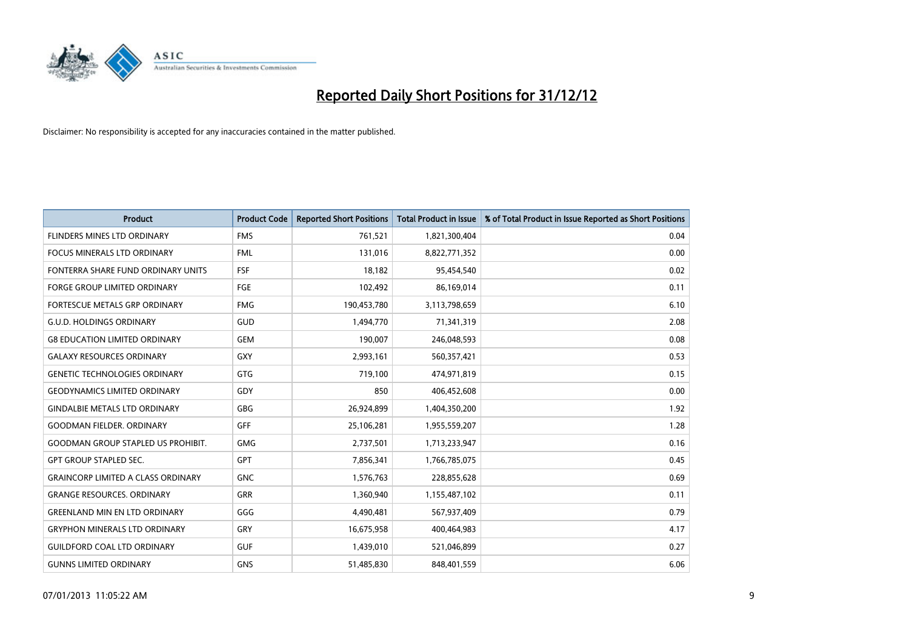# Reported Daily Short Positions for 31/12/12

Disclaimer: No responsibility is accepted for any inaccuracies contained in the matter published.

| Product | Product Code | Reported Short Positions | Total Product in Issue | % of Total Product in Issue Reported as Short Positions |
|---|---|---|---|---|
| FLINDERS MINES LTD ORDINARY | FMS | 761,521 | 1,821,300,404 | 0.04 |
| FOCUS MINERALS LTD ORDINARY | FML | 131,016 | 8,822,771,352 | 0.00 |
| FONTERRA SHARE FUND ORDINARY UNITS | FSF | 18,182 | 95,454,540 | 0.02 |
| FORGE GROUP LIMITED ORDINARY | FGE | 102,492 | 86,169,014 | 0.11 |
| FORTESCUE METALS GRP ORDINARY | FMG | 190,453,780 | 3,113,798,659 | 6.10 |
| G.U.D. HOLDINGS ORDINARY | GUD | 1,494,770 | 71,341,319 | 2.08 |
| G8 EDUCATION LIMITED ORDINARY | GEM | 190,007 | 246,048,593 | 0.08 |
| GALAXY RESOURCES ORDINARY | GXY | 2,993,161 | 560,357,421 | 0.53 |
| GENETIC TECHNOLOGIES ORDINARY | GTG | 719,100 | 474,971,819 | 0.15 |
| GEODYNAMICS LIMITED ORDINARY | GDY | 850 | 406,452,608 | 0.00 |
| GINDALBIE METALS LTD ORDINARY | GBG | 26,924,899 | 1,404,350,200 | 1.92 |
| GOODMAN FIELDER. ORDINARY | GFF | 25,106,281 | 1,955,559,207 | 1.28 |
| GOODMAN GROUP STAPLED US PROHIBIT. | GMG | 2,737,501 | 1,713,233,947 | 0.16 |
| GPT GROUP STAPLED SEC. | GPT | 7,856,341 | 1,766,785,075 | 0.45 |
| GRAINCORP LIMITED A CLASS ORDINARY | GNC | 1,576,763 | 228,855,628 | 0.69 |
| GRANGE RESOURCES. ORDINARY | GRR | 1,360,940 | 1,155,487,102 | 0.11 |
| GREENLAND MIN EN LTD ORDINARY | GGG | 4,490,481 | 567,937,409 | 0.79 |
| GRYPHON MINERALS LTD ORDINARY | GRY | 16,675,958 | 400,464,983 | 4.17 |
| GUILDFORD COAL LTD ORDINARY | GUF | 1,439,010 | 521,046,899 | 0.27 |
| GUNNS LIMITED ORDINARY | GNS | 51,485,830 | 848,401,559 | 6.06 |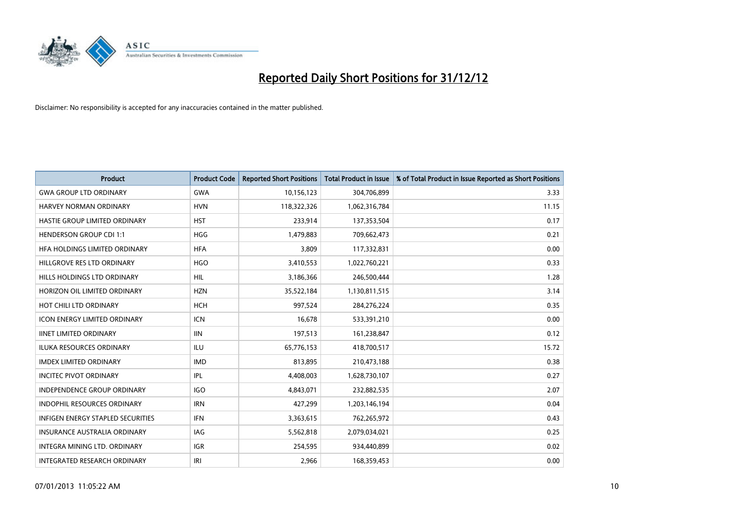# Reported Daily Short Positions for 31/12/12

Disclaimer: No responsibility is accepted for any inaccuracies contained in the matter published.

| Product | Product Code | Reported Short Positions | Total Product in Issue | % of Total Product in Issue Reported as Short Positions |
|---|---|---|---|---|
| GWA GROUP LTD ORDINARY | GWA | 10,156,123 | 304,706,899 | 3.33 |
| HARVEY NORMAN ORDINARY | HVN | 118,322,326 | 1,062,316,784 | 11.15 |
| HASTIE GROUP LIMITED ORDINARY | HST | 233,914 | 137,353,504 | 0.17 |
| HENDERSON GROUP CDI 1:1 | HGG | 1,479,883 | 709,662,473 | 0.21 |
| HFA HOLDINGS LIMITED ORDINARY | HFA | 3,809 | 117,332,831 | 0.00 |
| HILLGROVE RES LTD ORDINARY | HGO | 3,410,553 | 1,022,760,221 | 0.33 |
| HILLS HOLDINGS LTD ORDINARY | HIL | 3,186,366 | 246,500,444 | 1.28 |
| HORIZON OIL LIMITED ORDINARY | HZN | 35,522,184 | 1,130,811,515 | 3.14 |
| HOT CHILI LTD ORDINARY | HCH | 997,524 | 284,276,224 | 0.35 |
| ICON ENERGY LIMITED ORDINARY | ICN | 16,678 | 533,391,210 | 0.00 |
| IINET LIMITED ORDINARY | IIN | 197,513 | 161,238,847 | 0.12 |
| ILUKA RESOURCES ORDINARY | ILU | 65,776,153 | 418,700,517 | 15.72 |
| IMDEX LIMITED ORDINARY | IMD | 813,895 | 210,473,188 | 0.38 |
| INCITEC PIVOT ORDINARY | IPL | 4,408,003 | 1,628,730,107 | 0.27 |
| INDEPENDENCE GROUP ORDINARY | IGO | 4,843,071 | 232,882,535 | 2.07 |
| INDOPHIL RESOURCES ORDINARY | IRN | 427,299 | 1,203,146,194 | 0.04 |
| INFIGEN ENERGY STAPLED SECURITIES | IFN | 3,363,615 | 762,265,972 | 0.43 |
| INSURANCE AUSTRALIA ORDINARY | IAG | 5,562,818 | 2,079,034,021 | 0.25 |
| INTEGRA MINING LTD. ORDINARY | IGR | 254,595 | 934,440,899 | 0.02 |
| INTEGRATED RESEARCH ORDINARY | IRI | 2,966 | 168,359,453 | 0.00 |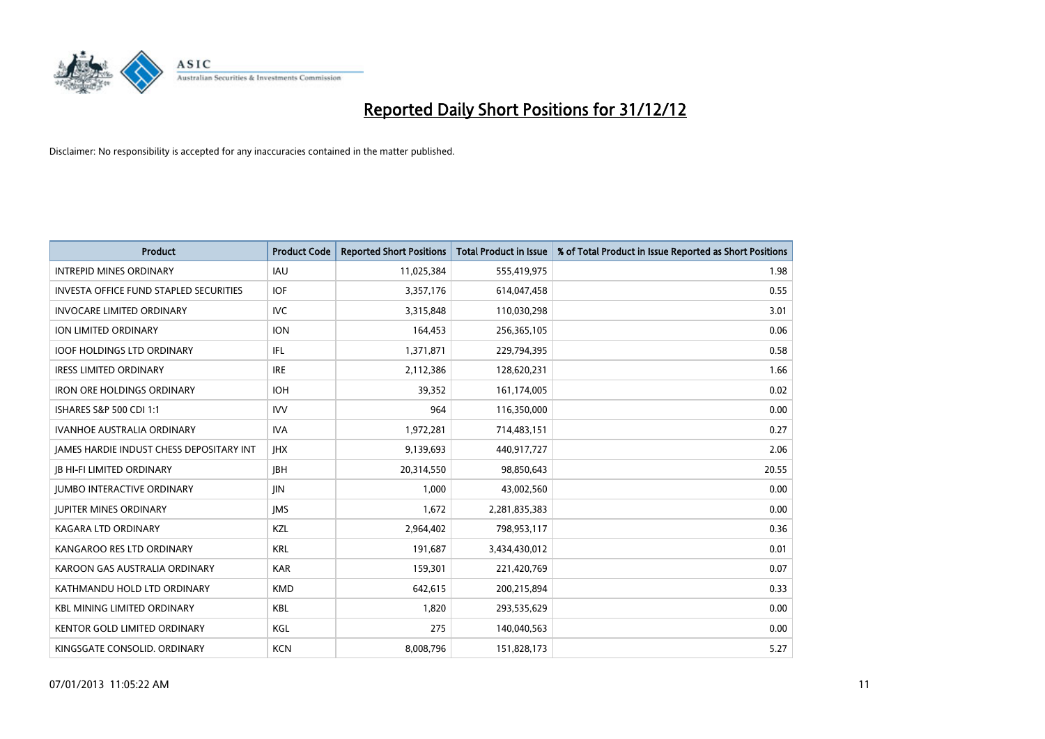# Reported Daily Short Positions for 31/12/12

Disclaimer: No responsibility is accepted for any inaccuracies contained in the matter published.

| Product | Product Code | Reported Short Positions | Total Product in Issue | % of Total Product in Issue Reported as Short Positions |
|---|---|---|---|---|
| INTREPID MINES ORDINARY | IAU | 11,025,384 | 555,419,975 | 1.98 |
| INVESTA OFFICE FUND STAPLED SECURITIES | IOF | 3,357,176 | 614,047,458 | 0.55 |
| INVOCARE LIMITED ORDINARY | IVC | 3,315,848 | 110,030,298 | 3.01 |
| ION LIMITED ORDINARY | ION | 164,453 | 256,365,105 | 0.06 |
| IOOF HOLDINGS LTD ORDINARY | IFL | 1,371,871 | 229,794,395 | 0.58 |
| IRESS LIMITED ORDINARY | IRE | 2,112,386 | 128,620,231 | 1.66 |
| IRON ORE HOLDINGS ORDINARY | IOH | 39,352 | 161,174,005 | 0.02 |
| ISHARES S&P 500 CDI 1:1 | IVV | 964 | 116,350,000 | 0.00 |
| IVANHOE AUSTRALIA ORDINARY | IVA | 1,972,281 | 714,483,151 | 0.27 |
| JAMES HARDIE INDUST CHESS DEPOSITARY INT | JHX | 9,139,693 | 440,917,727 | 2.06 |
| JB HI-FI LIMITED ORDINARY | JBH | 20,314,550 | 98,850,643 | 20.55 |
| JUMBO INTERACTIVE ORDINARY | JIN | 1,000 | 43,002,560 | 0.00 |
| JUPITER MINES ORDINARY | JMS | 1,672 | 2,281,835,383 | 0.00 |
| KAGARA LTD ORDINARY | KZL | 2,964,402 | 798,953,117 | 0.36 |
| KANGAROO RES LTD ORDINARY | KRL | 191,687 | 3,434,430,012 | 0.01 |
| KAROON GAS AUSTRALIA ORDINARY | KAR | 159,301 | 221,420,769 | 0.07 |
| KATHMANDU HOLD LTD ORDINARY | KMD | 642,615 | 200,215,894 | 0.33 |
| KBL MINING LIMITED ORDINARY | KBL | 1,820 | 293,535,629 | 0.00 |
| KENTOR GOLD LIMITED ORDINARY | KGL | 275 | 140,040,563 | 0.00 |
| KINGSGATE CONSOLID. ORDINARY | KCN | 8,008,796 | 151,828,173 | 5.27 |

07/01/2013 11:05:22 AM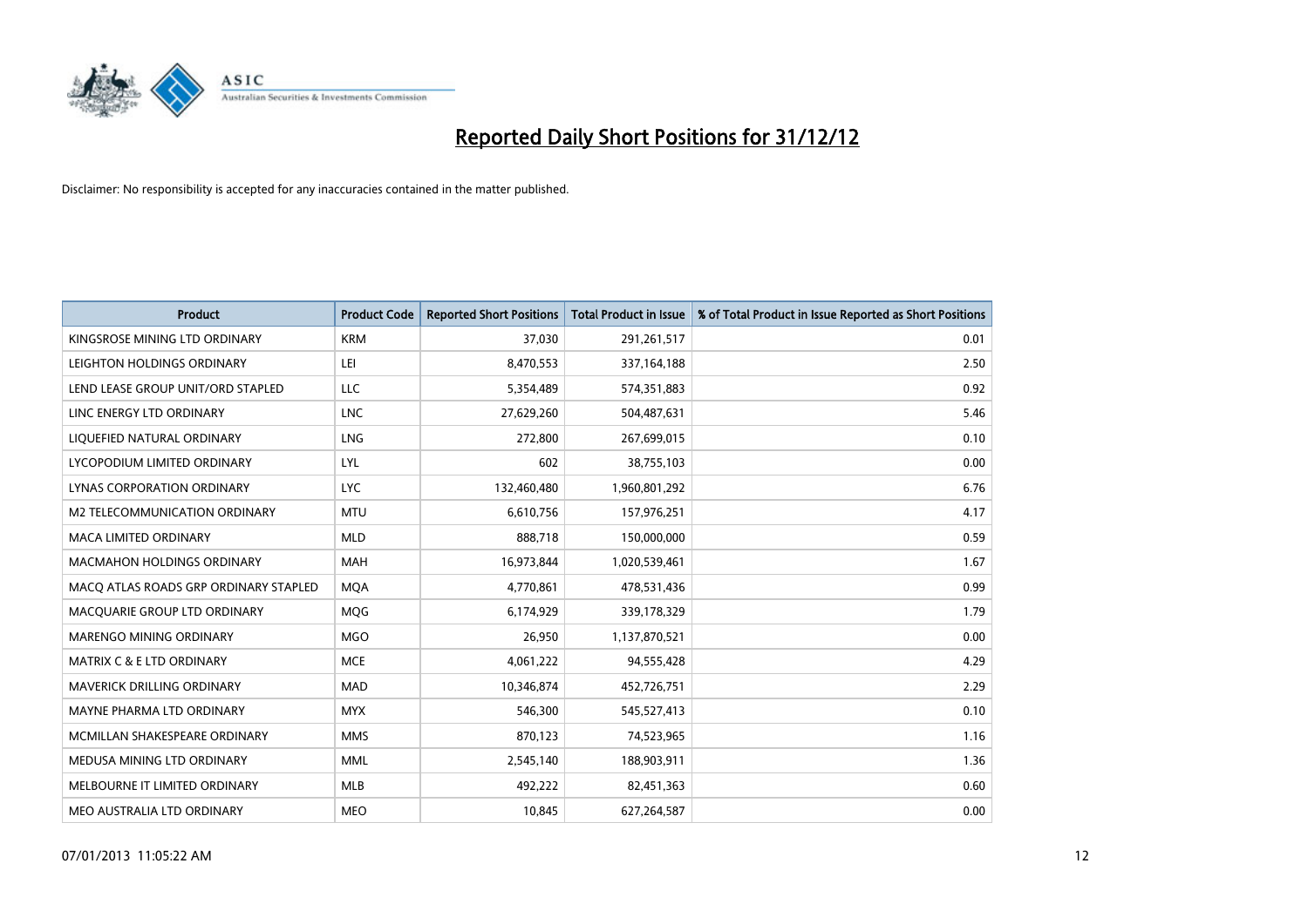# Reported Daily Short Positions for 31/12/12

Disclaimer: No responsibility is accepted for any inaccuracies contained in the matter published.

| Product | Product Code | Reported Short Positions | Total Product in Issue | % of Total Product in Issue Reported as Short Positions |
|---|---|---|---|---|
| KINGSROSE MINING LTD ORDINARY | KRM | 37,030 | 291,261,517 | 0.01 |
| LEIGHTON HOLDINGS ORDINARY | LEI | 8,470,553 | 337,164,188 | 2.50 |
| LEND LEASE GROUP UNIT/ORD STAPLED | LLC | 5,354,489 | 574,351,883 | 0.92 |
| LINC ENERGY LTD ORDINARY | LNC | 27,629,260 | 504,487,631 | 5.46 |
| LIQUEFIED NATURAL ORDINARY | LNG | 272,800 | 267,699,015 | 0.10 |
| LYCOPODIUM LIMITED ORDINARY | LYL | 602 | 38,755,103 | 0.00 |
| LYNAS CORPORATION ORDINARY | LYC | 132,460,480 | 1,960,801,292 | 6.76 |
| M2 TELECOMMUNICATION ORDINARY | MTU | 6,610,756 | 157,976,251 | 4.17 |
| MACA LIMITED ORDINARY | MLD | 888,718 | 150,000,000 | 0.59 |
| MACMAHON HOLDINGS ORDINARY | MAH | 16,973,844 | 1,020,539,461 | 1.67 |
| MACQ ATLAS ROADS GRP ORDINARY STAPLED | MQA | 4,770,861 | 478,531,436 | 0.99 |
| MACQUARIE GROUP LTD ORDINARY | MQG | 6,174,929 | 339,178,329 | 1.79 |
| MARENGO MINING ORDINARY | MGO | 26,950 | 1,137,870,521 | 0.00 |
| MATRIX C & E LTD ORDINARY | MCE | 4,061,222 | 94,555,428 | 4.29 |
| MAVERICK DRILLING ORDINARY | MAD | 10,346,874 | 452,726,751 | 2.29 |
| MAYNE PHARMA LTD ORDINARY | MYX | 546,300 | 545,527,413 | 0.10 |
| MCMILLAN SHAKESPEARE ORDINARY | MMS | 870,123 | 74,523,965 | 1.16 |
| MEDUSA MINING LTD ORDINARY | MML | 2,545,140 | 188,903,911 | 1.36 |
| MELBOURNE IT LIMITED ORDINARY | MLB | 492,222 | 82,451,363 | 0.60 |
| MEO AUSTRALIA LTD ORDINARY | MEO | 10,845 | 627,264,587 | 0.00 |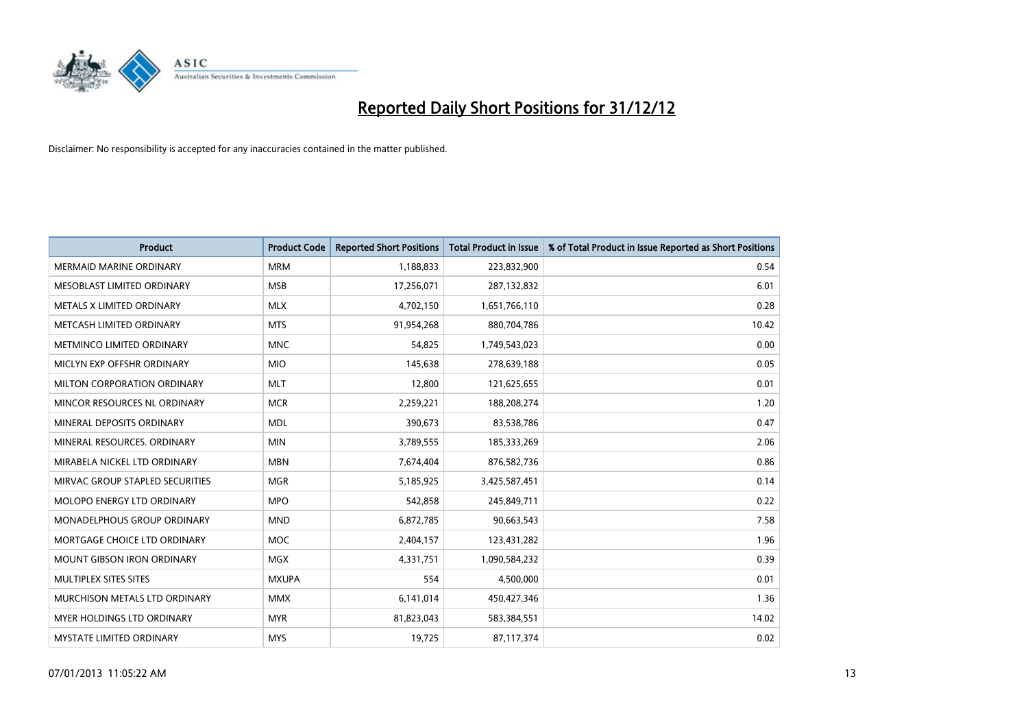# Reported Daily Short Positions for 31/12/12

Disclaimer: No responsibility is accepted for any inaccuracies contained in the matter published.

| Product | Product Code | Reported Short Positions | Total Product in Issue | % of Total Product in Issue Reported as Short Positions |
|---|---|---|---|---|
| MERMAID MARINE ORDINARY | MRM | 1,188,833 | 223,832,900 | 0.54 |
| MESOBLAST LIMITED ORDINARY | MSB | 17,256,071 | 287,132,832 | 6.01 |
| METALS X LIMITED ORDINARY | MLX | 4,702,150 | 1,651,766,110 | 0.28 |
| METCASH LIMITED ORDINARY | MTS | 91,954,268 | 880,704,786 | 10.42 |
| METMINCO LIMITED ORDINARY | MNC | 54,825 | 1,749,543,023 | 0.00 |
| MICLYN EXP OFFSHR ORDINARY | MIO | 145,638 | 278,639,188 | 0.05 |
| MILTON CORPORATION ORDINARY | MLT | 12,800 | 121,625,655 | 0.01 |
| MINCOR RESOURCES NL ORDINARY | MCR | 2,259,221 | 188,208,274 | 1.20 |
| MINERAL DEPOSITS ORDINARY | MDL | 390,673 | 83,538,786 | 0.47 |
| MINERAL RESOURCES. ORDINARY | MIN | 3,789,555 | 185,333,269 | 2.06 |
| MIRABELA NICKEL LTD ORDINARY | MBN | 7,674,404 | 876,582,736 | 0.86 |
| MIRVAC GROUP STAPLED SECURITIES | MGR | 5,185,925 | 3,425,587,451 | 0.14 |
| MOLOPO ENERGY LTD ORDINARY | MPO | 542,858 | 245,849,711 | 0.22 |
| MONADELPHOUS GROUP ORDINARY | MND | 6,872,785 | 90,663,543 | 7.58 |
| MORTGAGE CHOICE LTD ORDINARY | MOC | 2,404,157 | 123,431,282 | 1.96 |
| MOUNT GIBSON IRON ORDINARY | MGX | 4,331,751 | 1,090,584,232 | 0.39 |
| MULTIPLEX SITES SITES | MXUPA | 554 | 4,500,000 | 0.01 |
| MURCHISON METALS LTD ORDINARY | MMX | 6,141,014 | 450,427,346 | 1.36 |
| MYER HOLDINGS LTD ORDINARY | MYR | 81,823,043 | 583,384,551 | 14.02 |
| MYSTATE LIMITED ORDINARY | MYS | 19,725 | 87,117,374 | 0.02 |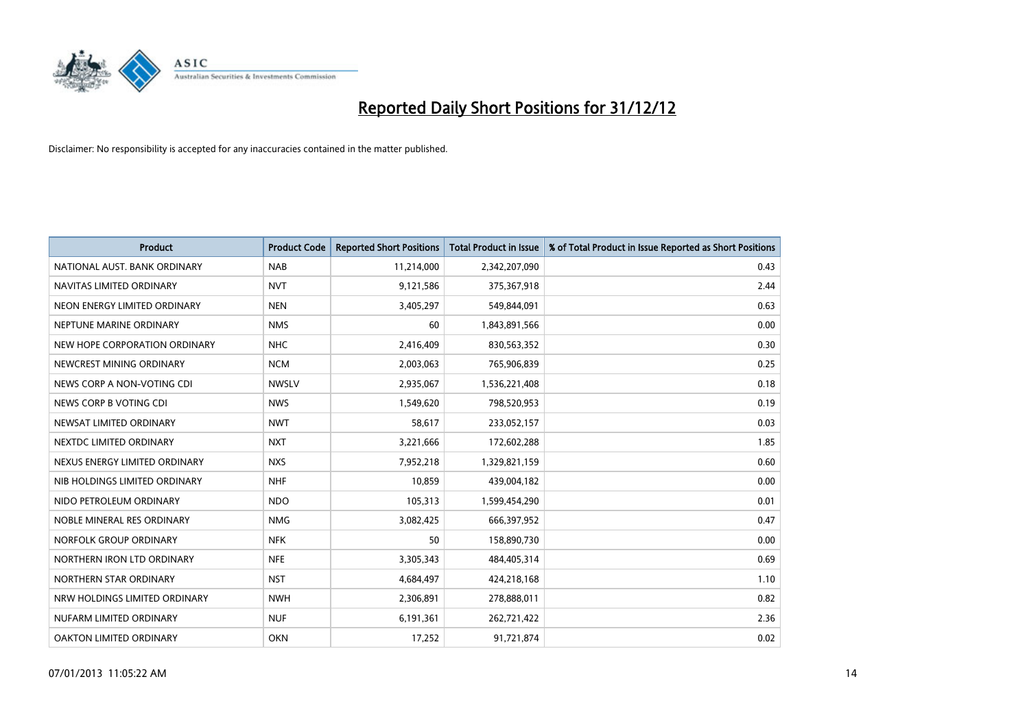# Reported Daily Short Positions for 31/12/12

Disclaimer: No responsibility is accepted for any inaccuracies contained in the matter published.

| Product | Product Code | Reported Short Positions | Total Product in Issue | % of Total Product in Issue Reported as Short Positions |
|---|---|---|---|---|
| NATIONAL AUST. BANK ORDINARY | NAB | 11,214,000 | 2,342,207,090 | 0.43 |
| NAVITAS LIMITED ORDINARY | NVT | 9,121,586 | 375,367,918 | 2.44 |
| NEON ENERGY LIMITED ORDINARY | NEN | 3,405,297 | 549,844,091 | 0.63 |
| NEPTUNE MARINE ORDINARY | NMS | 60 | 1,843,891,566 | 0.00 |
| NEW HOPE CORPORATION ORDINARY | NHC | 2,416,409 | 830,563,352 | 0.30 |
| NEWCREST MINING ORDINARY | NCM | 2,003,063 | 765,906,839 | 0.25 |
| NEWS CORP A NON-VOTING CDI | NWSLV | 2,935,067 | 1,536,221,408 | 0.18 |
| NEWS CORP B VOTING CDI | NWS | 1,549,620 | 798,520,953 | 0.19 |
| NEWSAT LIMITED ORDINARY | NWT | 58,617 | 233,052,157 | 0.03 |
| NEXTDC LIMITED ORDINARY | NXT | 3,221,666 | 172,602,288 | 1.85 |
| NEXUS ENERGY LIMITED ORDINARY | NXS | 7,952,218 | 1,329,821,159 | 0.60 |
| NIB HOLDINGS LIMITED ORDINARY | NHF | 10,859 | 439,004,182 | 0.00 |
| NIDO PETROLEUM ORDINARY | NDO | 105,313 | 1,599,454,290 | 0.01 |
| NOBLE MINERAL RES ORDINARY | NMG | 3,082,425 | 666,397,952 | 0.47 |
| NORFOLK GROUP ORDINARY | NFK | 50 | 158,890,730 | 0.00 |
| NORTHERN IRON LTD ORDINARY | NFE | 3,305,343 | 484,405,314 | 0.69 |
| NORTHERN STAR ORDINARY | NST | 4,684,497 | 424,218,168 | 1.10 |
| NRW HOLDINGS LIMITED ORDINARY | NWH | 2,306,891 | 278,888,011 | 0.82 |
| NUFARM LIMITED ORDINARY | NUF | 6,191,361 | 262,721,422 | 2.36 |
| OAKTON LIMITED ORDINARY | OKN | 17,252 | 91,721,874 | 0.02 |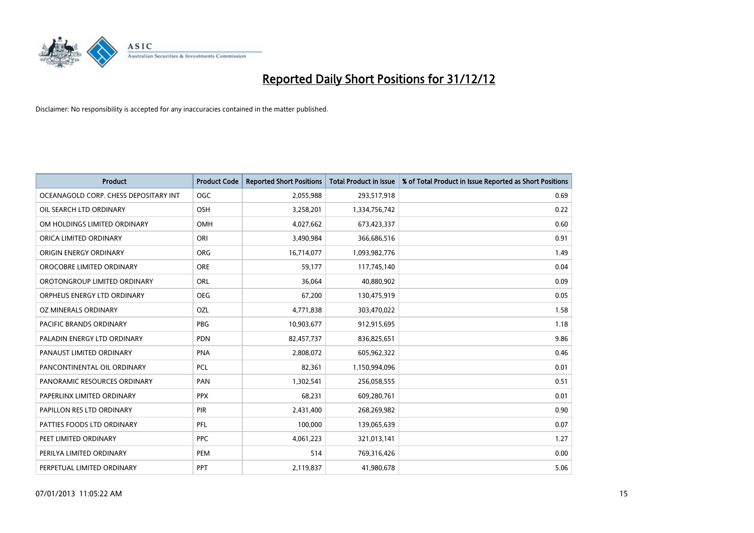# Reported Daily Short Positions for 31/12/12

Disclaimer: No responsibility is accepted for any inaccuracies contained in the matter published.

| Product | Product Code | Reported Short Positions | Total Product in Issue | % of Total Product in Issue Reported as Short Positions |
|---|---|---|---|---|
| OCEANAGOLD CORP. CHESS DEPOSITARY INT | OGC | 2,055,988 | 293,517,918 | 0.69 |
| OIL SEARCH LTD ORDINARY | OSH | 3,258,201 | 1,334,756,742 | 0.22 |
| OM HOLDINGS LIMITED ORDINARY | OMH | 4,027,662 | 673,423,337 | 0.60 |
| ORICA LIMITED ORDINARY | ORI | 3,490,984 | 366,686,516 | 0.91 |
| ORIGIN ENERGY ORDINARY | ORG | 16,714,077 | 1,093,982,776 | 1.49 |
| OROCOBRE LIMITED ORDINARY | ORE | 59,177 | 117,745,140 | 0.04 |
| OROTONGROUP LIMITED ORDINARY | ORL | 36,064 | 40,880,902 | 0.09 |
| ORPHEUS ENERGY LTD ORDINARY | OEG | 67,200 | 130,475,919 | 0.05 |
| OZ MINERALS ORDINARY | OZL | 4,771,838 | 303,470,022 | 1.58 |
| PACIFIC BRANDS ORDINARY | PBG | 10,903,677 | 912,915,695 | 1.18 |
| PALADIN ENERGY LTD ORDINARY | PDN | 82,457,737 | 836,825,651 | 9.86 |
| PANAUST LIMITED ORDINARY | PNA | 2,808,072 | 605,962,322 | 0.46 |
| PANCONTINENTAL OIL ORDINARY | PCL | 82,361 | 1,150,994,096 | 0.01 |
| PANORAMIC RESOURCES ORDINARY | PAN | 1,302,541 | 256,058,555 | 0.51 |
| PAPERLINX LIMITED ORDINARY | PPX | 68,231 | 609,280,761 | 0.01 |
| PAPILLON RES LTD ORDINARY | PIR | 2,431,400 | 268,269,982 | 0.90 |
| PATTIES FOODS LTD ORDINARY | PFL | 100,000 | 139,065,639 | 0.07 |
| PEET LIMITED ORDINARY | PPC | 4,061,223 | 321,013,141 | 1.27 |
| PERILYA LIMITED ORDINARY | PEM | 514 | 769,316,426 | 0.00 |
| PERPETUAL LIMITED ORDINARY | PPT | 2,119,837 | 41,980,678 | 5.06 |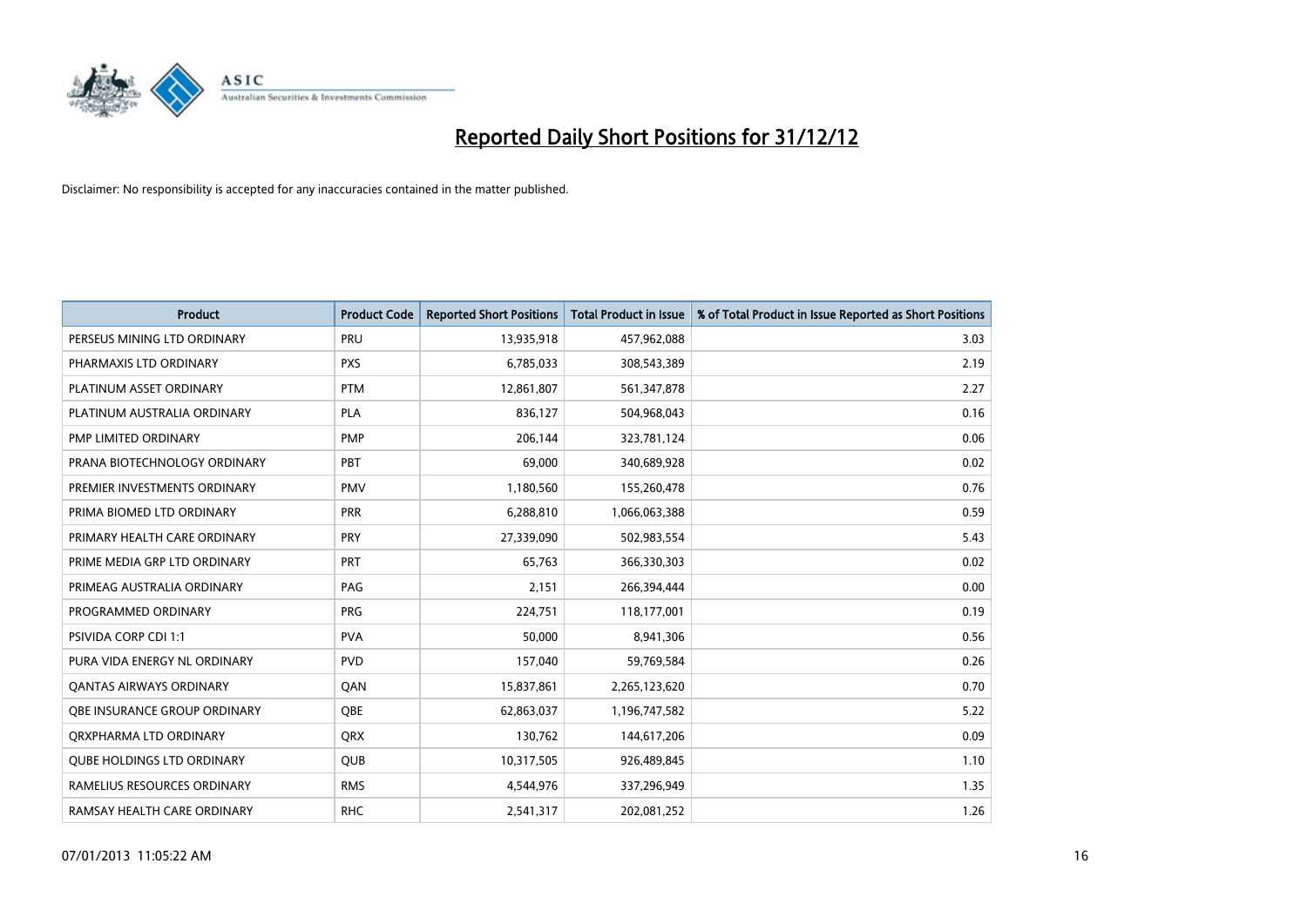# Reported Daily Short Positions for 31/12/12

Disclaimer: No responsibility is accepted for any inaccuracies contained in the matter published.

| Product | Product Code | Reported Short Positions | Total Product in Issue | % of Total Product in Issue Reported as Short Positions |
|---|---|---|---|---|
| PERSEUS MINING LTD ORDINARY | PRU | 13,935,918 | 457,962,088 | 3.03 |
| PHARMAXIS LTD ORDINARY | PXS | 6,785,033 | 308,543,389 | 2.19 |
| PLATINUM ASSET ORDINARY | PTM | 12,861,807 | 561,347,878 | 2.27 |
| PLATINUM AUSTRALIA ORDINARY | PLA | 836,127 | 504,968,043 | 0.16 |
| PMP LIMITED ORDINARY | PMP | 206,144 | 323,781,124 | 0.06 |
| PRANA BIOTECHNOLOGY ORDINARY | PBT | 69,000 | 340,689,928 | 0.02 |
| PREMIER INVESTMENTS ORDINARY | PMV | 1,180,560 | 155,260,478 | 0.76 |
| PRIMA BIOMED LTD ORDINARY | PRR | 6,288,810 | 1,066,063,388 | 0.59 |
| PRIMARY HEALTH CARE ORDINARY | PRY | 27,339,090 | 502,983,554 | 5.43 |
| PRIME MEDIA GRP LTD ORDINARY | PRT | 65,763 | 366,330,303 | 0.02 |
| PRIMEAG AUSTRALIA ORDINARY | PAG | 2,151 | 266,394,444 | 0.00 |
| PROGRAMMED ORDINARY | PRG | 224,751 | 118,177,001 | 0.19 |
| PSIVIDA CORP CDI 1:1 | PVA | 50,000 | 8,941,306 | 0.56 |
| PURA VIDA ENERGY NL ORDINARY | PVD | 157,040 | 59,769,584 | 0.26 |
| QANTAS AIRWAYS ORDINARY | QAN | 15,837,861 | 2,265,123,620 | 0.70 |
| QBE INSURANCE GROUP ORDINARY | QBE | 62,863,037 | 1,196,747,582 | 5.22 |
| QRXPHARMA LTD ORDINARY | QRX | 130,762 | 144,617,206 | 0.09 |
| QUBE HOLDINGS LTD ORDINARY | QUB | 10,317,505 | 926,489,845 | 1.10 |
| RAMELIUS RESOURCES ORDINARY | RMS | 4,544,976 | 337,296,949 | 1.35 |
| RAMSAY HEALTH CARE ORDINARY | RHC | 2,541,317 | 202,081,252 | 1.26 |

07/01/2013 11:05:22 AM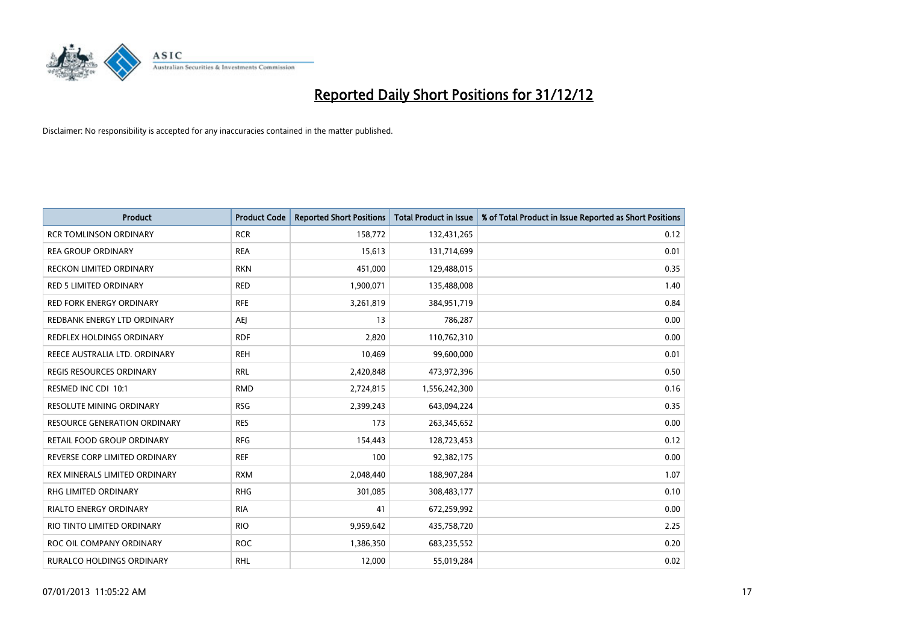# Reported Daily Short Positions for 31/12/12

Disclaimer: No responsibility is accepted for any inaccuracies contained in the matter published.

| Product | Product Code | Reported Short Positions | Total Product in Issue | % of Total Product in Issue Reported as Short Positions |
|---|---|---|---|---|
| RCR TOMLINSON ORDINARY | RCR | 158,772 | 132,431,265 | 0.12 |
| REA GROUP ORDINARY | REA | 15,613 | 131,714,699 | 0.01 |
| RECKON LIMITED ORDINARY | RKN | 451,000 | 129,488,015 | 0.35 |
| RED 5 LIMITED ORDINARY | RED | 1,900,071 | 135,488,008 | 1.40 |
| RED FORK ENERGY ORDINARY | RFE | 3,261,819 | 384,951,719 | 0.84 |
| REDBANK ENERGY LTD ORDINARY | AEJ | 13 | 786,287 | 0.00 |
| REDFLEX HOLDINGS ORDINARY | RDF | 2,820 | 110,762,310 | 0.00 |
| REECE AUSTRALIA LTD. ORDINARY | REH | 10,469 | 99,600,000 | 0.01 |
| REGIS RESOURCES ORDINARY | RRL | 2,420,848 | 473,972,396 | 0.50 |
| RESMED INC CDI 10:1 | RMD | 2,724,815 | 1,556,242,300 | 0.16 |
| RESOLUTE MINING ORDINARY | RSG | 2,399,243 | 643,094,224 | 0.35 |
| RESOURCE GENERATION ORDINARY | RES | 173 | 263,345,652 | 0.00 |
| RETAIL FOOD GROUP ORDINARY | RFG | 154,443 | 128,723,453 | 0.12 |
| REVERSE CORP LIMITED ORDINARY | REF | 100 | 92,382,175 | 0.00 |
| REX MINERALS LIMITED ORDINARY | RXM | 2,048,440 | 188,907,284 | 1.07 |
| RHG LIMITED ORDINARY | RHG | 301,085 | 308,483,177 | 0.10 |
| RIALTO ENERGY ORDINARY | RIA | 41 | 672,259,992 | 0.00 |
| RIO TINTO LIMITED ORDINARY | RIO | 9,959,642 | 435,758,720 | 2.25 |
| ROC OIL COMPANY ORDINARY | ROC | 1,386,350 | 683,235,552 | 0.20 |
| RURALCO HOLDINGS ORDINARY | RHL | 12,000 | 55,019,284 | 0.02 |

07/01/2013 11:05:22 AM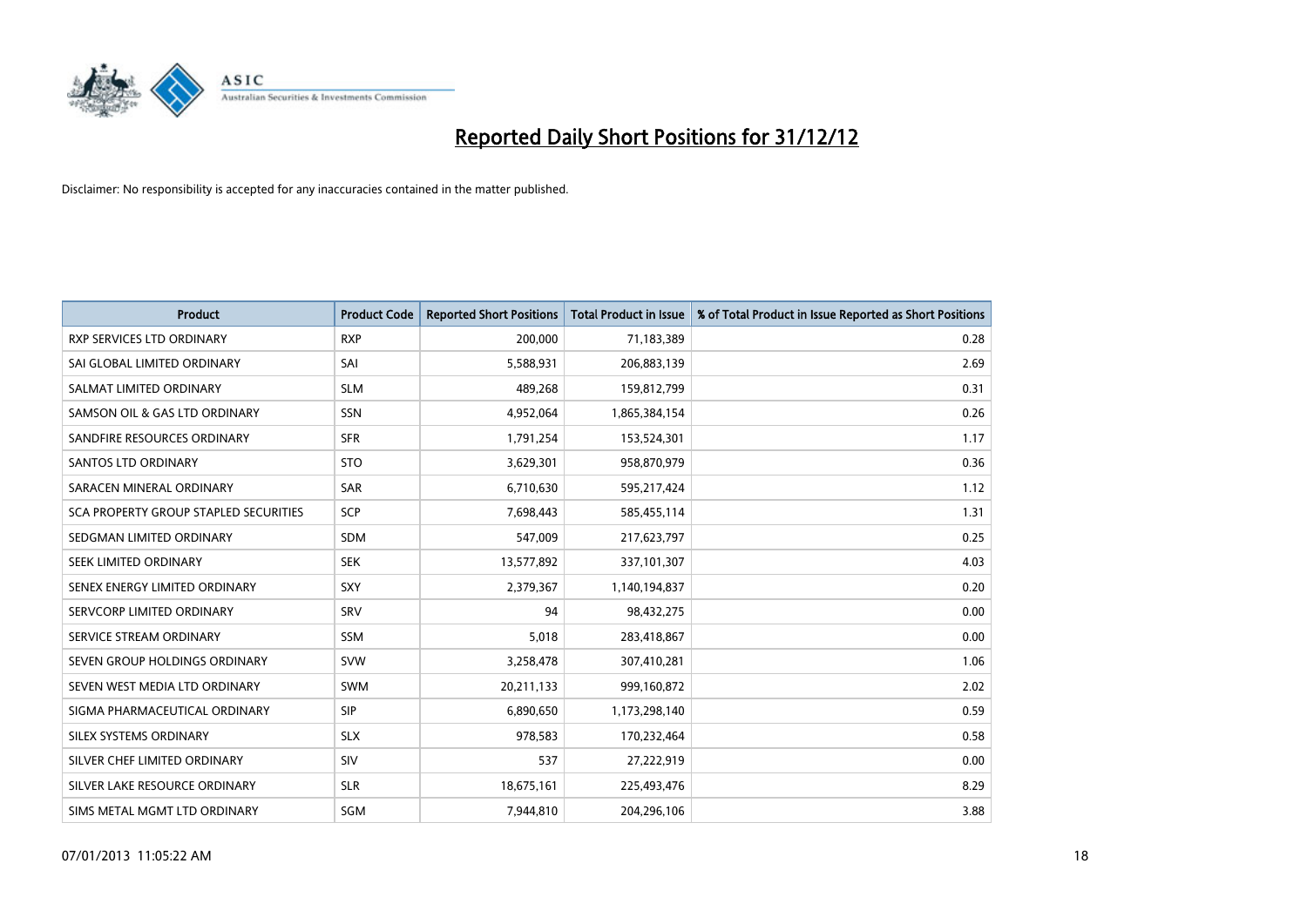# Reported Daily Short Positions for 31/12/12

Disclaimer: No responsibility is accepted for any inaccuracies contained in the matter published.

| Product | Product Code | Reported Short Positions | Total Product in Issue | % of Total Product in Issue Reported as Short Positions |
|---|---|---|---|---|
| RXP SERVICES LTD ORDINARY | RXP | 200,000 | 71,183,389 | 0.28 |
| SAI GLOBAL LIMITED ORDINARY | SAI | 5,588,931 | 206,883,139 | 2.69 |
| SALMAT LIMITED ORDINARY | SLM | 489,268 | 159,812,799 | 0.31 |
| SAMSON OIL & GAS LTD ORDINARY | SSN | 4,952,064 | 1,865,384,154 | 0.26 |
| SANDFIRE RESOURCES ORDINARY | SFR | 1,791,254 | 153,524,301 | 1.17 |
| SANTOS LTD ORDINARY | STO | 3,629,301 | 958,870,979 | 0.36 |
| SARACEN MINERAL ORDINARY | SAR | 6,710,630 | 595,217,424 | 1.12 |
| SCA PROPERTY GROUP STAPLED SECURITIES | SCP | 7,698,443 | 585,455,114 | 1.31 |
| SEDGMAN LIMITED ORDINARY | SDM | 547,009 | 217,623,797 | 0.25 |
| SEEK LIMITED ORDINARY | SEK | 13,577,892 | 337,101,307 | 4.03 |
| SENEX ENERGY LIMITED ORDINARY | SXY | 2,379,367 | 1,140,194,837 | 0.20 |
| SERVCORP LIMITED ORDINARY | SRV | 94 | 98,432,275 | 0.00 |
| SERVICE STREAM ORDINARY | SSM | 5,018 | 283,418,867 | 0.00 |
| SEVEN GROUP HOLDINGS ORDINARY | SVW | 3,258,478 | 307,410,281 | 1.06 |
| SEVEN WEST MEDIA LTD ORDINARY | SWM | 20,211,133 | 999,160,872 | 2.02 |
| SIGMA PHARMACEUTICAL ORDINARY | SIP | 6,890,650 | 1,173,298,140 | 0.59 |
| SILEX SYSTEMS ORDINARY | SLX | 978,583 | 170,232,464 | 0.58 |
| SILVER CHEF LIMITED ORDINARY | SIV | 537 | 27,222,919 | 0.00 |
| SILVER LAKE RESOURCE ORDINARY | SLR | 18,675,161 | 225,493,476 | 8.29 |
| SIMS METAL MGMT LTD ORDINARY | SGM | 7,944,810 | 204,296,106 | 3.88 |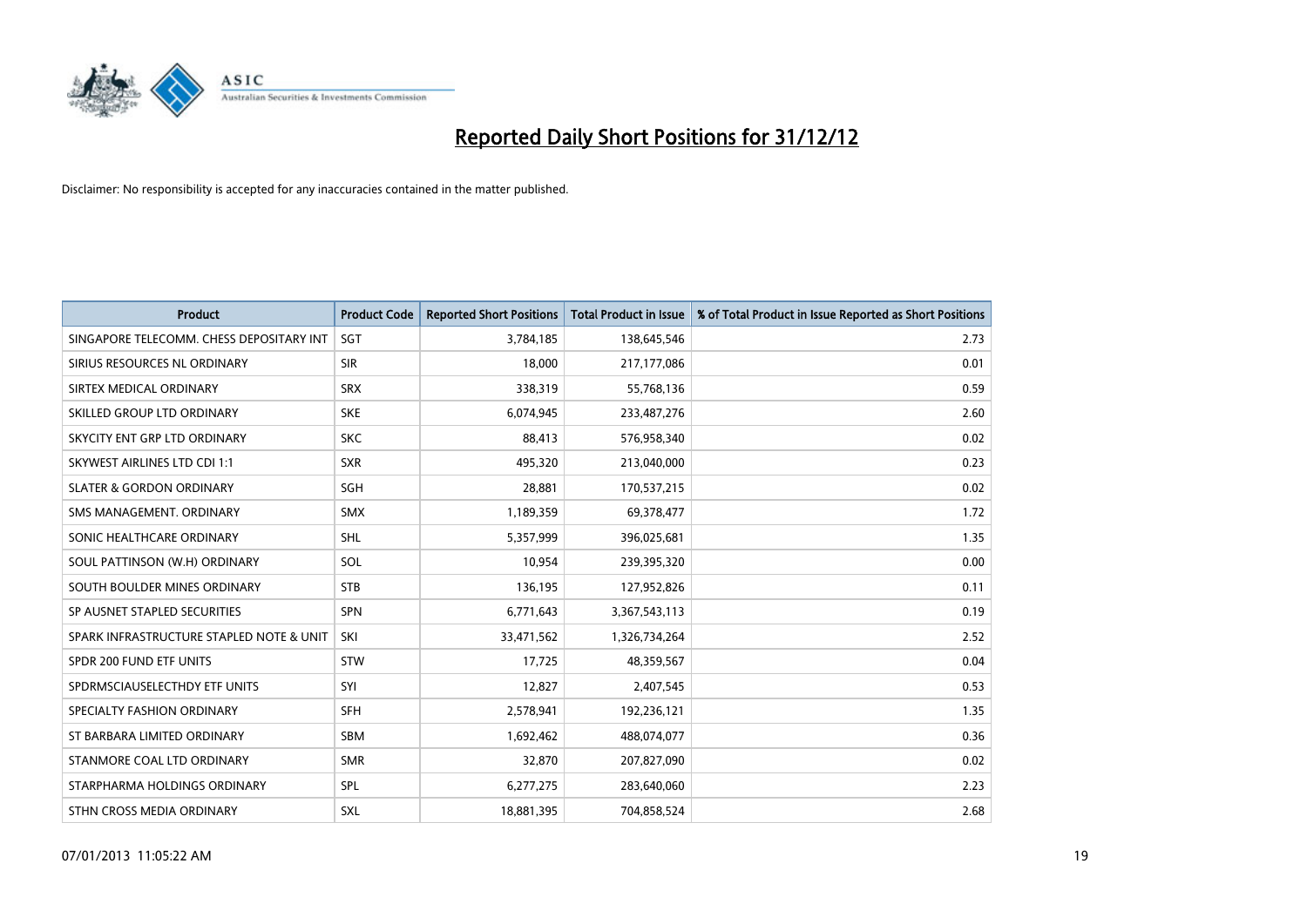# Reported Daily Short Positions for 31/12/12

Disclaimer: No responsibility is accepted for any inaccuracies contained in the matter published.

| Product | Product Code | Reported Short Positions | Total Product in Issue | % of Total Product in Issue Reported as Short Positions |
|---|---|---|---|---|
| SINGAPORE TELECOMM. CHESS DEPOSITARY INT | SGT | 3,784,185 | 138,645,546 | 2.73 |
| SIRIUS RESOURCES NL ORDINARY | SIR | 18,000 | 217,177,086 | 0.01 |
| SIRTEX MEDICAL ORDINARY | SRX | 338,319 | 55,768,136 | 0.59 |
| SKILLED GROUP LTD ORDINARY | SKE | 6,074,945 | 233,487,276 | 2.60 |
| SKYCITY ENT GRP LTD ORDINARY | SKC | 88,413 | 576,958,340 | 0.02 |
| SKYWEST AIRLINES LTD CDI 1:1 | SXR | 495,320 | 213,040,000 | 0.23 |
| SLATER & GORDON ORDINARY | SGH | 28,881 | 170,537,215 | 0.02 |
| SMS MANAGEMENT. ORDINARY | SMX | 1,189,359 | 69,378,477 | 1.72 |
| SONIC HEALTHCARE ORDINARY | SHL | 5,357,999 | 396,025,681 | 1.35 |
| SOUL PATTINSON (W.H) ORDINARY | SOL | 10,954 | 239,395,320 | 0.00 |
| SOUTH BOULDER MINES ORDINARY | STB | 136,195 | 127,952,826 | 0.11 |
| SP AUSNET STAPLED SECURITIES | SPN | 6,771,643 | 3,367,543,113 | 0.19 |
| SPARK INFRASTRUCTURE STAPLED NOTE & UNIT | SKI | 33,471,562 | 1,326,734,264 | 2.52 |
| SPDR 200 FUND ETF UNITS | STW | 17,725 | 48,359,567 | 0.04 |
| SPDRMSCIAUSELECTHDY ETF UNITS | SYI | 12,827 | 2,407,545 | 0.53 |
| SPECIALTY FASHION ORDINARY | SFH | 2,578,941 | 192,236,121 | 1.35 |
| ST BARBARA LIMITED ORDINARY | SBM | 1,692,462 | 488,074,077 | 0.36 |
| STANMORE COAL LTD ORDINARY | SMR | 32,870 | 207,827,090 | 0.02 |
| STARPHARMA HOLDINGS ORDINARY | SPL | 6,277,275 | 283,640,060 | 2.23 |
| STHN CROSS MEDIA ORDINARY | SXL | 18,881,395 | 704,858,524 | 2.68 |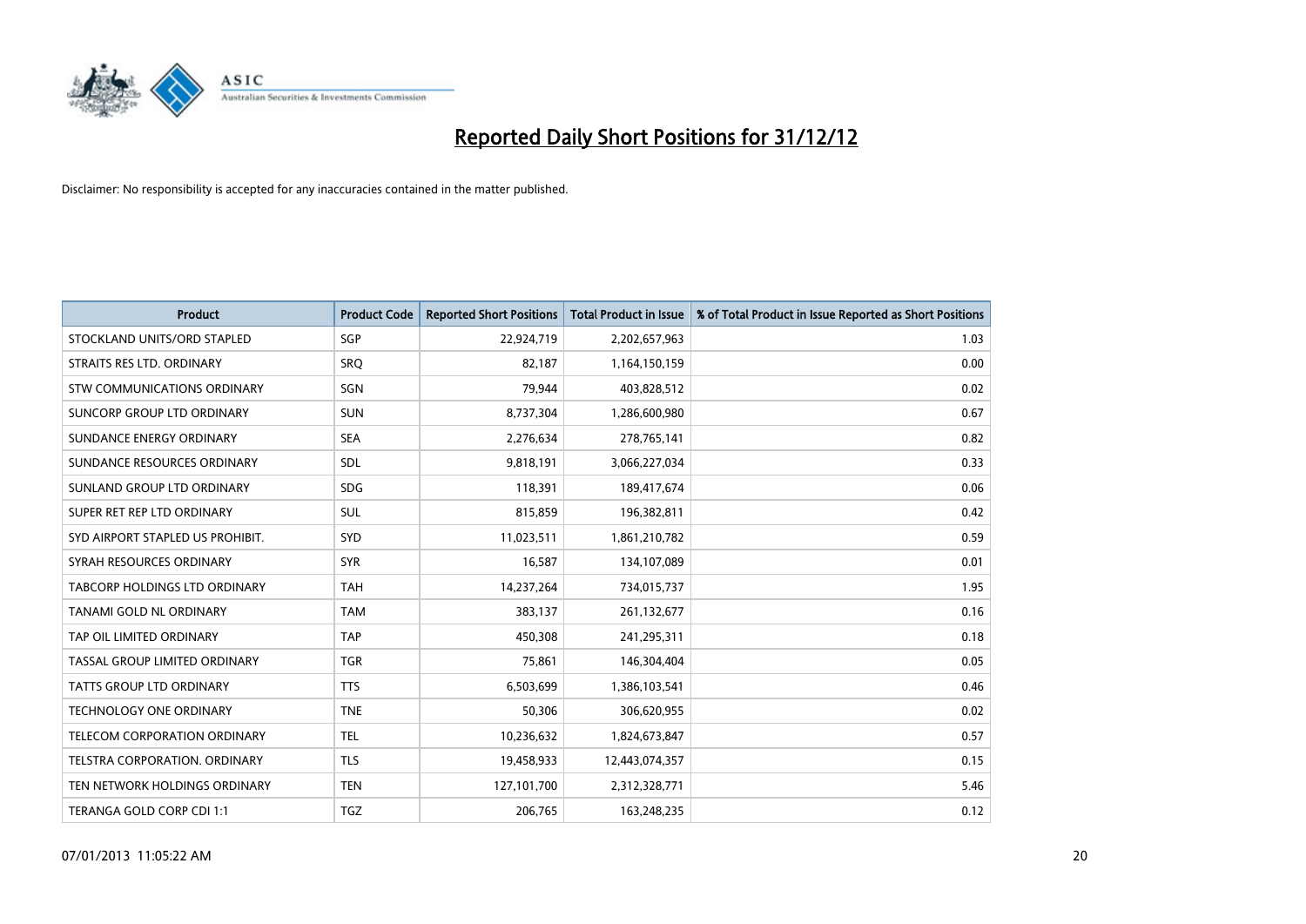# Reported Daily Short Positions for 31/12/12

Disclaimer: No responsibility is accepted for any inaccuracies contained in the matter published.

| Product | Product Code | Reported Short Positions | Total Product in Issue | % of Total Product in Issue Reported as Short Positions |
|---|---|---|---|---|
| STOCKLAND UNITS/ORD STAPLED | SGP | 22,924,719 | 2,202,657,963 | 1.03 |
| STRAITS RES LTD. ORDINARY | SRQ | 82,187 | 1,164,150,159 | 0.00 |
| STW COMMUNICATIONS ORDINARY | SGN | 79,944 | 403,828,512 | 0.02 |
| SUNCORP GROUP LTD ORDINARY | SUN | 8,737,304 | 1,286,600,980 | 0.67 |
| SUNDANCE ENERGY ORDINARY | SEA | 2,276,634 | 278,765,141 | 0.82 |
| SUNDANCE RESOURCES ORDINARY | SDL | 9,818,191 | 3,066,227,034 | 0.33 |
| SUNLAND GROUP LTD ORDINARY | SDG | 118,391 | 189,417,674 | 0.06 |
| SUPER RET REP LTD ORDINARY | SUL | 815,859 | 196,382,811 | 0.42 |
| SYD AIRPORT STAPLED US PROHIBIT. | SYD | 11,023,511 | 1,861,210,782 | 0.59 |
| SYRAH RESOURCES ORDINARY | SYR | 16,587 | 134,107,089 | 0.01 |
| TABCORP HOLDINGS LTD ORDINARY | TAH | 14,237,264 | 734,015,737 | 1.95 |
| TANAMI GOLD NL ORDINARY | TAM | 383,137 | 261,132,677 | 0.16 |
| TAP OIL LIMITED ORDINARY | TAP | 450,308 | 241,295,311 | 0.18 |
| TASSAL GROUP LIMITED ORDINARY | TGR | 75,861 | 146,304,404 | 0.05 |
| TATTS GROUP LTD ORDINARY | TTS | 6,503,699 | 1,386,103,541 | 0.46 |
| TECHNOLOGY ONE ORDINARY | TNE | 50,306 | 306,620,955 | 0.02 |
| TELECOM CORPORATION ORDINARY | TEL | 10,236,632 | 1,824,673,847 | 0.57 |
| TELSTRA CORPORATION. ORDINARY | TLS | 19,458,933 | 12,443,074,357 | 0.15 |
| TEN NETWORK HOLDINGS ORDINARY | TEN | 127,101,700 | 2,312,328,771 | 5.46 |
| TERANGA GOLD CORP CDI 1:1 | TGZ | 206,765 | 163,248,235 | 0.12 |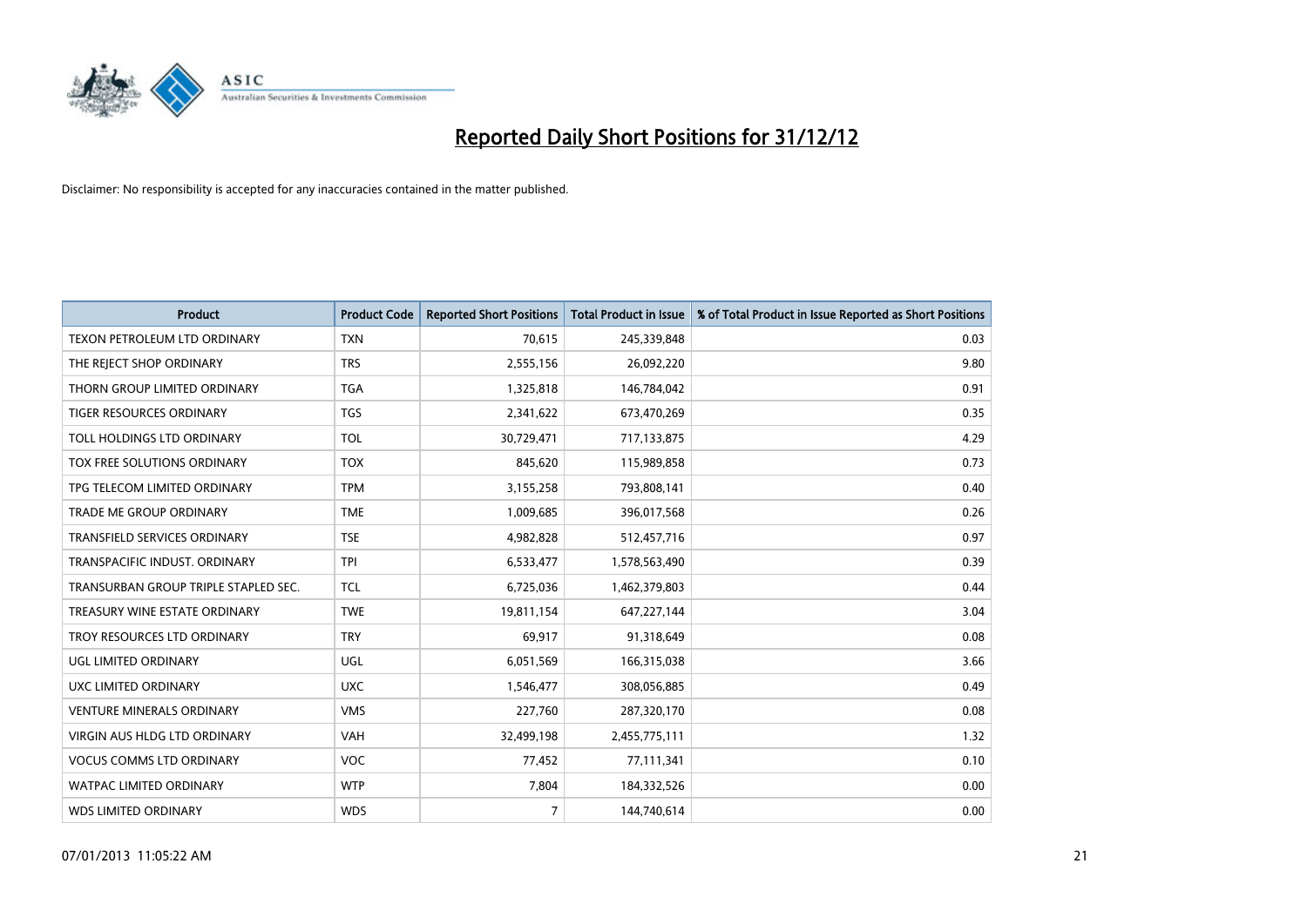# Reported Daily Short Positions for 31/12/12

Disclaimer: No responsibility is accepted for any inaccuracies contained in the matter published.

| Product | Product Code | Reported Short Positions | Total Product in Issue | % of Total Product in Issue Reported as Short Positions |
|---|---|---|---|---|
| TEXON PETROLEUM LTD ORDINARY | TXN | 70,615 | 245,339,848 | 0.03 |
| THE REJECT SHOP ORDINARY | TRS | 2,555,156 | 26,092,220 | 9.80 |
| THORN GROUP LIMITED ORDINARY | TGA | 1,325,818 | 146,784,042 | 0.91 |
| TIGER RESOURCES ORDINARY | TGS | 2,341,622 | 673,470,269 | 0.35 |
| TOLL HOLDINGS LTD ORDINARY | TOL | 30,729,471 | 717,133,875 | 4.29 |
| TOX FREE SOLUTIONS ORDINARY | TOX | 845,620 | 115,989,858 | 0.73 |
| TPG TELECOM LIMITED ORDINARY | TPM | 3,155,258 | 793,808,141 | 0.40 |
| TRADE ME GROUP ORDINARY | TME | 1,009,685 | 396,017,568 | 0.26 |
| TRANSFIELD SERVICES ORDINARY | TSE | 4,982,828 | 512,457,716 | 0.97 |
| TRANSPACIFIC INDUST. ORDINARY | TPI | 6,533,477 | 1,578,563,490 | 0.39 |
| TRANSURBAN GROUP TRIPLE STAPLED SEC. | TCL | 6,725,036 | 1,462,379,803 | 0.44 |
| TREASURY WINE ESTATE ORDINARY | TWE | 19,811,154 | 647,227,144 | 3.04 |
| TROY RESOURCES LTD ORDINARY | TRY | 69,917 | 91,318,649 | 0.08 |
| UGL LIMITED ORDINARY | UGL | 6,051,569 | 166,315,038 | 3.66 |
| UXC LIMITED ORDINARY | UXC | 1,546,477 | 308,056,885 | 0.49 |
| VENTURE MINERALS ORDINARY | VMS | 227,760 | 287,320,170 | 0.08 |
| VIRGIN AUS HLDG LTD ORDINARY | VAH | 32,499,198 | 2,455,775,111 | 1.32 |
| VOCUS COMMS LTD ORDINARY | VOC | 77,452 | 77,111,341 | 0.10 |
| WATPAC LIMITED ORDINARY | WTP | 7,804 | 184,332,526 | 0.00 |
| WDS LIMITED ORDINARY | WDS | 7 | 144,740,614 | 0.00 |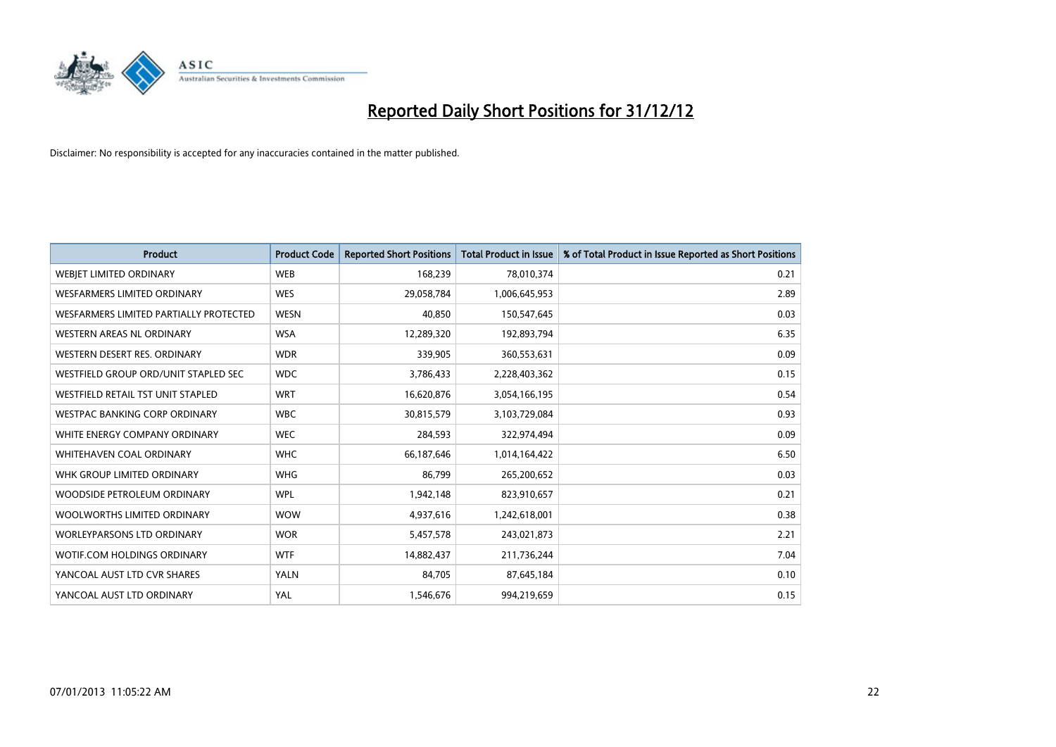# Reported Daily Short Positions for 31/12/12

Disclaimer: No responsibility is accepted for any inaccuracies contained in the matter published.

| Product | Product Code | Reported Short Positions | Total Product in Issue | % of Total Product in Issue Reported as Short Positions |
|---|---|---|---|---|
| WEBJET LIMITED ORDINARY | WEB | 168,239 | 78,010,374 | 0.21 |
| WESFARMERS LIMITED ORDINARY | WES | 29,058,784 | 1,006,645,953 | 2.89 |
| WESFARMERS LIMITED PARTIALLY PROTECTED | WESN | 40,850 | 150,547,645 | 0.03 |
| WESTERN AREAS NL ORDINARY | WSA | 12,289,320 | 192,893,794 | 6.35 |
| WESTERN DESERT RES. ORDINARY | WDR | 339,905 | 360,553,631 | 0.09 |
| WESTFIELD GROUP ORD/UNIT STAPLED SEC | WDC | 3,786,433 | 2,228,403,362 | 0.15 |
| WESTFIELD RETAIL TST UNIT STAPLED | WRT | 16,620,876 | 3,054,166,195 | 0.54 |
| WESTPAC BANKING CORP ORDINARY | WBC | 30,815,579 | 3,103,729,084 | 0.93 |
| WHITE ENERGY COMPANY ORDINARY | WEC | 284,593 | 322,974,494 | 0.09 |
| WHITEHAVEN COAL ORDINARY | WHC | 66,187,646 | 1,014,164,422 | 6.50 |
| WHK GROUP LIMITED ORDINARY | WHG | 86,799 | 265,200,652 | 0.03 |
| WOODSIDE PETROLEUM ORDINARY | WPL | 1,942,148 | 823,910,657 | 0.21 |
| WOOLWORTHS LIMITED ORDINARY | WOW | 4,937,616 | 1,242,618,001 | 0.38 |
| WORLEYPARSONS LTD ORDINARY | WOR | 5,457,578 | 243,021,873 | 2.21 |
| WOTIF.COM HOLDINGS ORDINARY | WTF | 14,882,437 | 211,736,244 | 7.04 |
| YANCOAL AUST LTD CVR SHARES | YALN | 84,705 | 87,645,184 | 0.10 |
| YANCOAL AUST LTD ORDINARY | YAL | 1,546,676 | 994,219,659 | 0.15 |